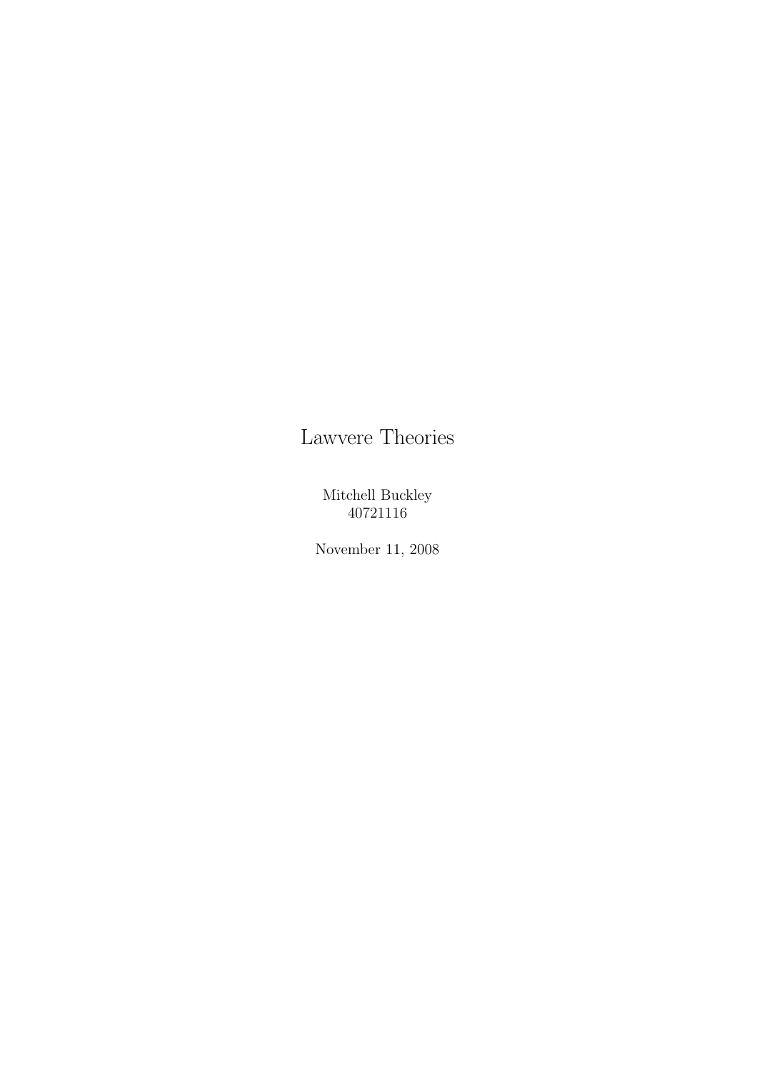# Lawvere Theories

Mitchell Buckley
40721116

November 11, 2008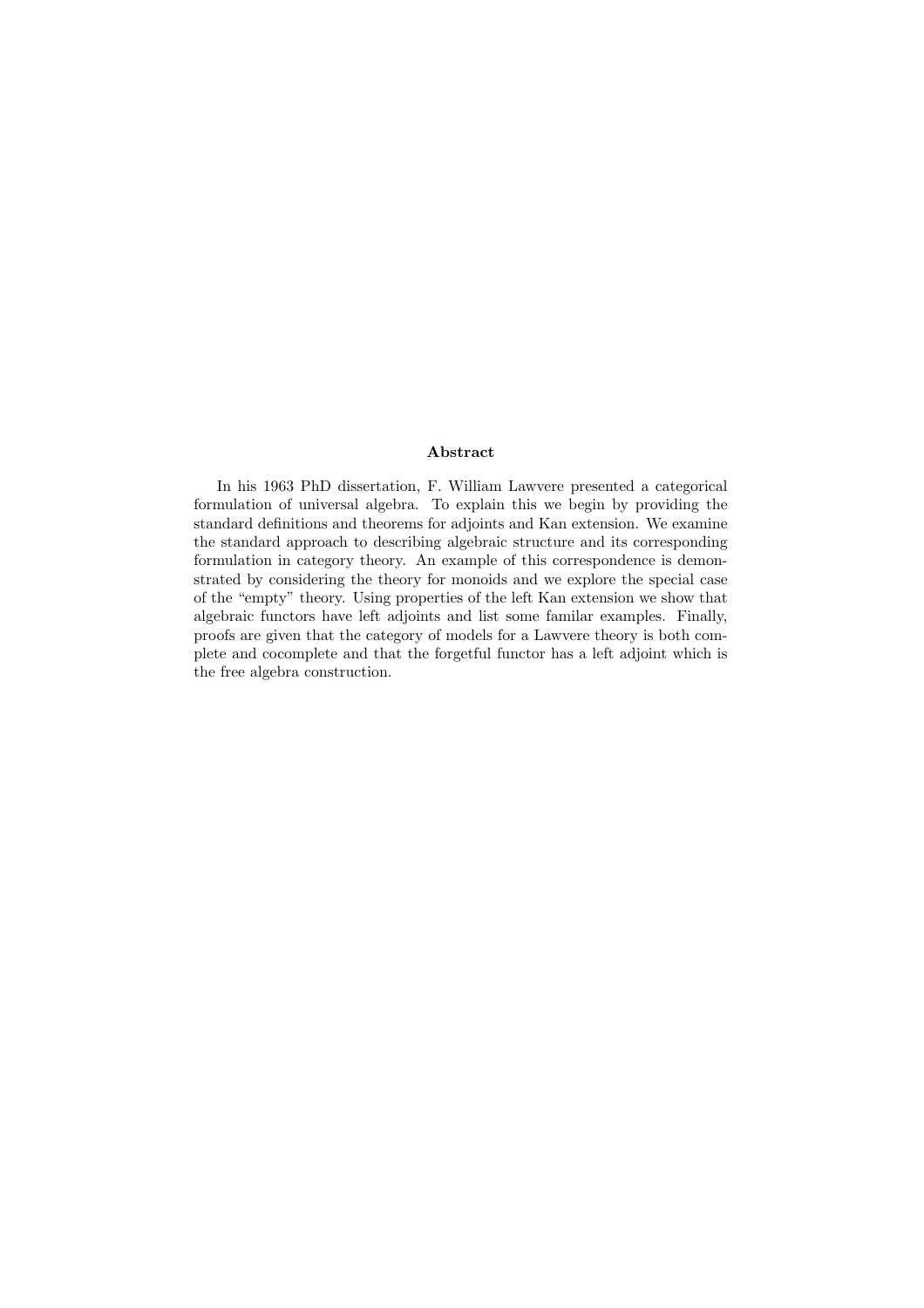## Abstract

In his 1963 PhD dissertation, F. William Lawvere presented a categorical formulation of universal algebra. To explain this we begin by providing the standard definitions and theorems for adjoints and Kan extension. We examine the standard approach to describing algebraic structure and its corresponding formulation in category theory. An example of this correspondence is demonstrated by considering the theory for monoids and we explore the special case of the "empty" theory. Using properties of the left Kan extension we show that algebraic functors have left adjoints and list some familar examples. Finally, proofs are given that the category of models for a Lawvere theory is both complete and cocomplete and that the forgetful functor has a left adjoint which is the free algebra construction.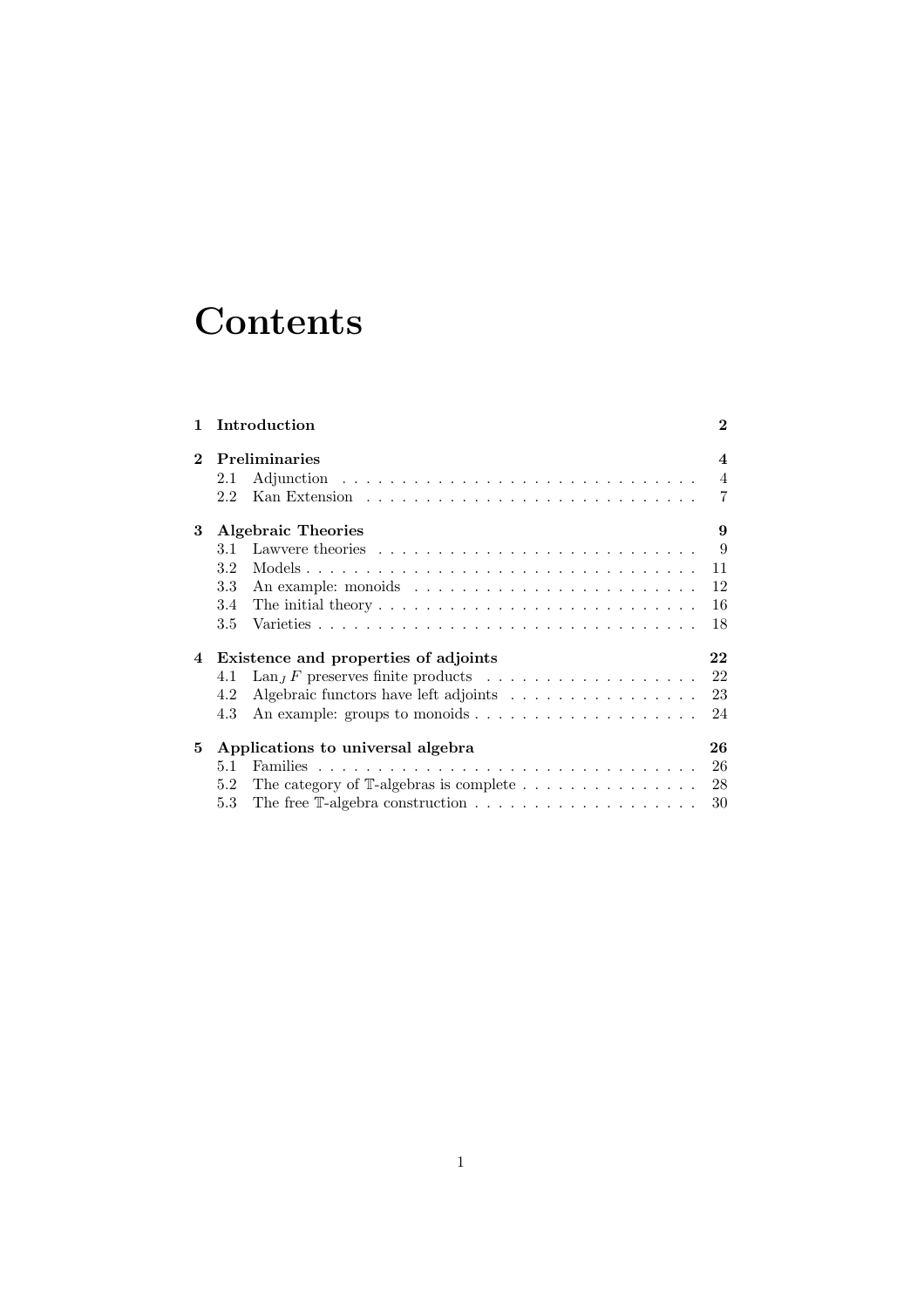# Contents

- **1 Introduction** — 2
- **2 Preliminaries** — 4
  - 2.1 Adjunction — 4
  - 2.2 Kan Extension — 7
- **3 Algebraic Theories** — 9
  - 3.1 Lawvere theories — 9
  - 3.2 Models — 11
  - 3.3 An example: monoids — 12
  - 3.4 The initial theory — 16
  - 3.5 Varieties — 18
- **4 Existence and properties of adjoints** — 22
  - 4.1 $\operatorname{Lan}_J F$ preserves finite products — 22
  - 4.2 Algebraic functors have left adjoints — 23
  - 4.3 An example: groups to monoids — 24
- **5 Applications to universal algebra** — 26
  - 5.1 Families — 26
  - 5.2 The category of $\mathbb{T}$-algebras is complete — 28
  - 5.3 The free $\mathbb{T}$-algebra construction — 30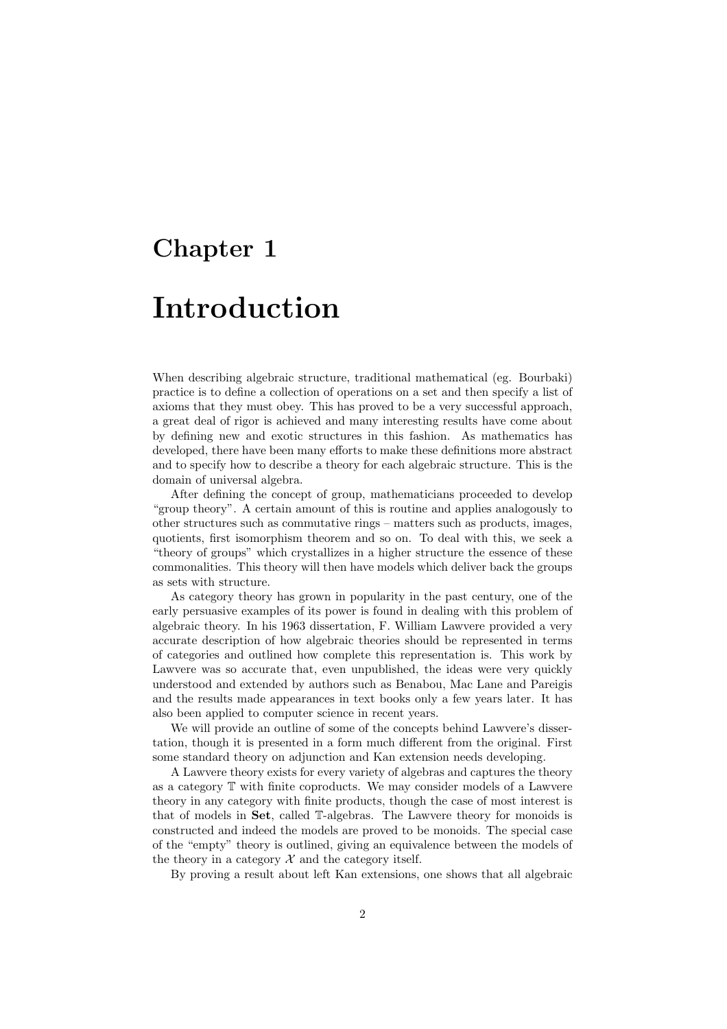# Chapter 1

# Introduction

When describing algebraic structure, traditional mathematical (eg. Bourbaki) practice is to define a collection of operations on a set and then specify a list of axioms that they must obey. This has proved to be a very successful approach, a great deal of rigor is achieved and many interesting results have come about by defining new and exotic structures in this fashion. As mathematics has developed, there have been many efforts to make these definitions more abstract and to specify how to describe a theory for each algebraic structure. This is the domain of universal algebra.

After defining the concept of group, mathematicians proceeded to develop "group theory". A certain amount of this is routine and applies analogously to other structures such as commutative rings – matters such as products, images, quotients, first isomorphism theorem and so on. To deal with this, we seek a "theory of groups" which crystallizes in a higher structure the essence of these commonalities. This theory will then have models which deliver back the groups as sets with structure.

As category theory has grown in popularity in the past century, one of the early persuasive examples of its power is found in dealing with this problem of algebraic theory. In his 1963 dissertation, F. William Lawvere provided a very accurate description of how algebraic theories should be represented in terms of categories and outlined how complete this representation is. This work by Lawvere was so accurate that, even unpublished, the ideas were very quickly understood and extended by authors such as Benabou, Mac Lane and Pareigis and the results made appearances in text books only a few years later. It has also been applied to computer science in recent years.

We will provide an outline of some of the concepts behind Lawvere's dissertation, though it is presented in a form much different from the original. First some standard theory on adjunction and Kan extension needs developing.

A Lawvere theory exists for every variety of algebras and captures the theory as a category $\mathbb{T}$ with finite coproducts. We may consider models of a Lawvere theory in any category with finite products, though the case of most interest is that of models in **Set**, called $\mathbb{T}$-algebras. The Lawvere theory for monoids is constructed and indeed the models are proved to be monoids. The special case of the "empty" theory is outlined, giving an equivalence between the models of the theory in a category $\mathcal{X}$ and the category itself.

By proving a result about left Kan extensions, one shows that all algebraic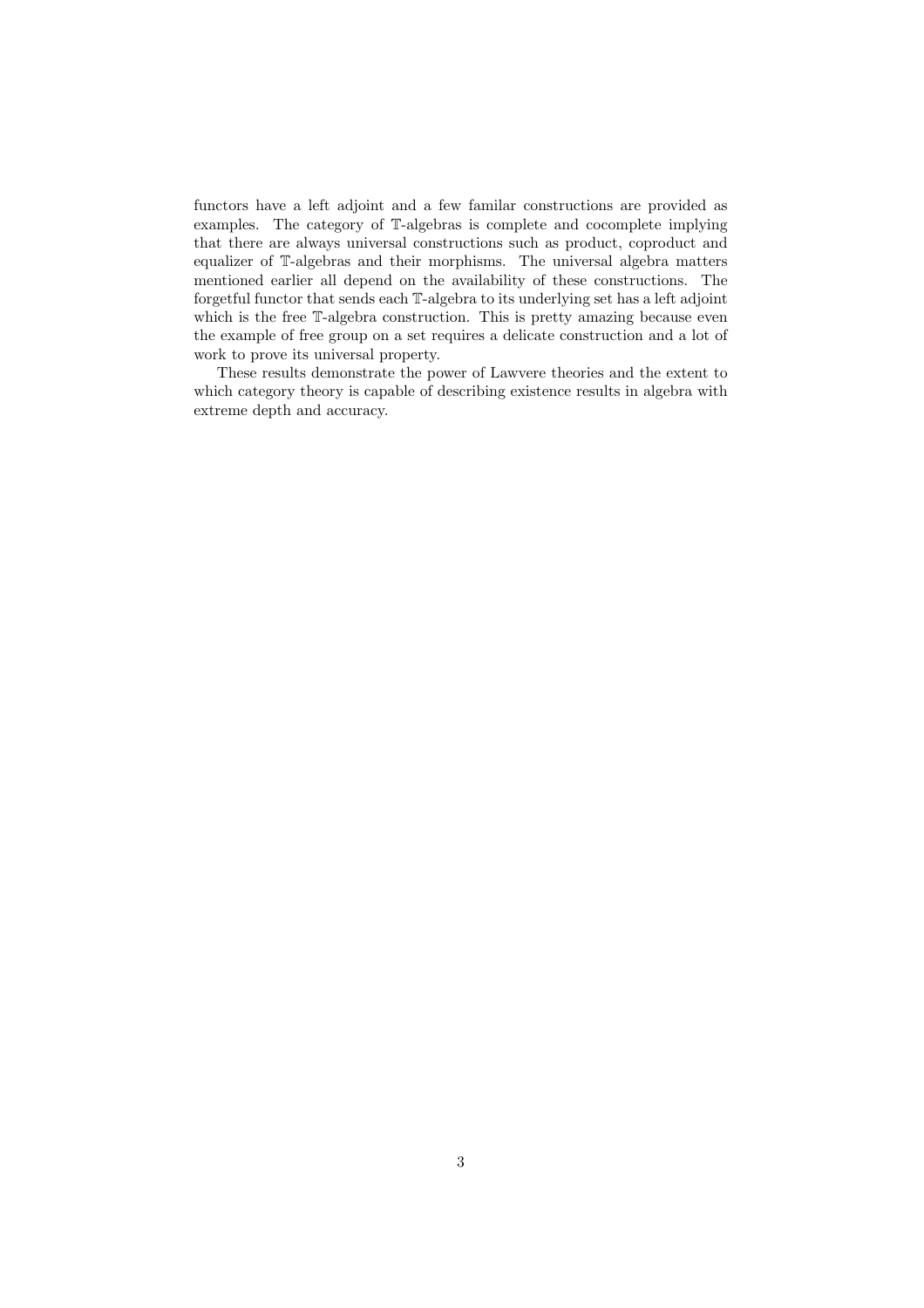functors have a left adjoint and a few familar constructions are provided as examples. The category of $\mathbb{T}$-algebras is complete and cocomplete implying that there are always universal constructions such as product, coproduct and equalizer of $\mathbb{T}$-algebras and their morphisms. The universal algebra matters mentioned earlier all depend on the availability of these constructions. The forgetful functor that sends each $\mathbb{T}$-algebra to its underlying set has a left adjoint which is the free $\mathbb{T}$-algebra construction. This is pretty amazing because even the example of free group on a set requires a delicate construction and a lot of work to prove its universal property.

These results demonstrate the power of Lawvere theories and the extent to which category theory is capable of describing existence results in algebra with extreme depth and accuracy.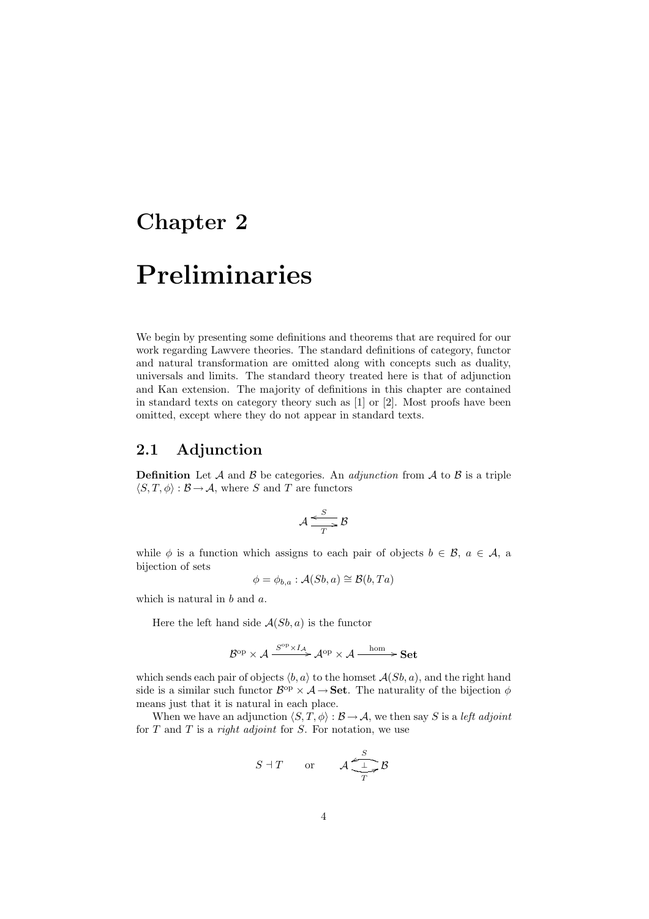# Chapter 2

# Preliminaries

We begin by presenting some definitions and theorems that are required for our work regarding Lawvere theories. The standard definitions of category, functor and natural transformation are omitted along with concepts such as duality, universals and limits. The standard theory treated here is that of adjunction and Kan extension. The majority of definitions in this chapter are contained in standard texts on category theory such as [1] or [2]. Most proofs have been omitted, except where they do not appear in standard texts.

## 2.1 Adjunction

**Definition** Let $\mathcal{A}$ and $\mathcal{B}$ be categories. An *adjunction* from $\mathcal{A}$ to $\mathcal{B}$ is a triple $\langle S, T, \phi \rangle : \mathcal{B} \to \mathcal{A}$, where $S$ and $T$ are functors

$$\mathcal{A} \underset{T}{\overset{S}{\leftrightarrows}} \mathcal{B}$$

while $\phi$ is a function which assigns to each pair of objects $b \in \mathcal{B}$, $a \in \mathcal{A}$, a bijection of sets

$$\phi = \phi_{b,a} : \mathcal{A}(Sb, a) \cong \mathcal{B}(b, Ta)$$

which is natural in $b$ and $a$.

Here the left hand side $\mathcal{A}(Sb, a)$ is the functor

$$\mathcal{B}^{\mathrm{op}} \times \mathcal{A} \xrightarrow{S^{\mathrm{op}} \times I_{\mathcal{A}}} \mathcal{A}^{\mathrm{op}} \times \mathcal{A} \xrightarrow{\text{hom}} \mathbf{Set}$$

which sends each pair of objects $\langle b, a \rangle$ to the homset $\mathcal{A}(Sb, a)$, and the right hand side is a similar such functor $\mathcal{B}^{\mathrm{op}} \times \mathcal{A} \to \mathbf{Set}$. The naturality of the bijection $\phi$ means just that it is natural in each place.

When we have an adjunction $\langle S, T, \phi \rangle : \mathcal{B} \to \mathcal{A}$, we then say $S$ is a *left adjoint* for $T$ and $T$ is a *right adjoint* for $S$. For notation, we use

$$S \dashv T \qquad \text{or} \qquad \mathcal{A} \underset{T}{\overset{S}{\underset{\perp}{\leftrightarrows}}} \mathcal{B}$$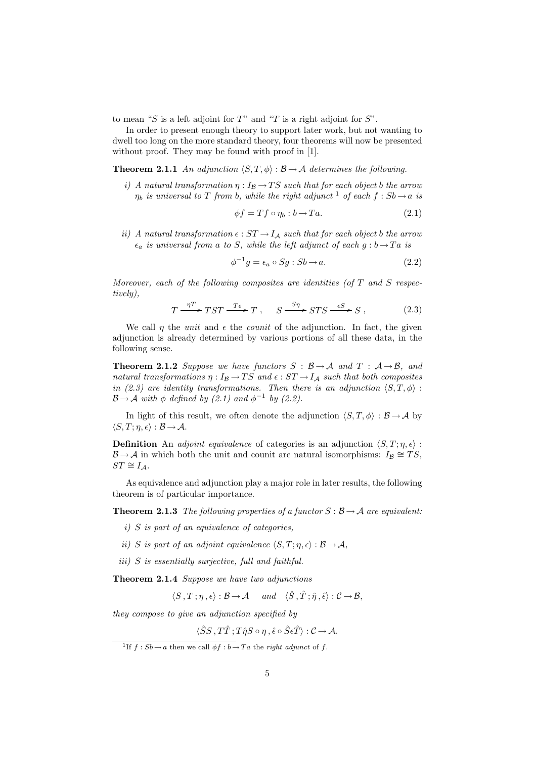to mean "$S$ is a left adjoint for $T$" and "$T$ is a right adjoint for $S$".

In order to present enough theory to support later work, but not wanting to dwell too long on the more standard theory, four theorems will now be presented without proof. They may be found with proof in [1].

**Theorem 2.1.1** *An adjunction $\langle S, T, \phi\rangle : \mathcal{B} \to \mathcal{A}$ determines the following.*

*i) A natural transformation $\eta : I_{\mathcal{B}} \to TS$ such that for each object $b$ the arrow $\eta_b$ is universal to $T$ from $b$, while the right adjunct [1] of each $f : Sb \to a$ is*

$$\phi f = Tf \circ \eta_b : b \to Ta. \tag{2.1}$$

*ii) A natural transformation $\epsilon : ST \to I_{\mathcal{A}}$ such that for each object $b$ the arrow $\epsilon_a$ is universal from $a$ to $S$, while the left adjunct of each $g : b \to Ta$ is*

$$\phi^{-1} g = \epsilon_a \circ Sg : Sb \to a. \tag{2.2}$$

*Moreover, each of the following composites are identities (of $T$ and $S$ respectively),*

$$T \xrightarrow{\eta T} TST \xrightarrow{T\epsilon} T\,, \qquad S \xrightarrow{S\eta} STS \xrightarrow{\epsilon S} S\,, \tag{2.3}$$

We call $\eta$ the *unit* and $\epsilon$ the *counit* of the adjunction. In fact, the given adjunction is already determined by various portions of all these data, in the following sense.

**Theorem 2.1.2** *Suppose we have functors $S : \mathcal{B} \to \mathcal{A}$ and $T : \mathcal{A} \to \mathcal{B}$, and natural transformations $\eta : I_{\mathcal{B}} \to TS$ and $\epsilon : ST \to I_{\mathcal{A}}$ such that both composites in (2.3) are identity transformations. Then there is an adjunction $\langle S, T, \phi\rangle : \mathcal{B} \to \mathcal{A}$ with $\phi$ defined by (2.1) and $\phi^{-1}$ by (2.2).*

In light of this result, we often denote the adjunction $\langle S, T, \phi\rangle : \mathcal{B} \to \mathcal{A}$ by $\langle S, T; \eta, \epsilon\rangle : \mathcal{B} \to \mathcal{A}$.

**Definition** An *adjoint equivalence* of categories is an adjunction $\langle S, T; \eta, \epsilon\rangle : \mathcal{B} \to \mathcal{A}$ in which both the unit and counit are natural isomorphisms: $I_{\mathcal{B}} \cong TS$, $ST \cong I_{\mathcal{A}}$.

As equivalence and adjunction play a major role in later results, the following theorem is of particular importance.

**Theorem 2.1.3** *The following properties of a functor $S : \mathcal{B} \to \mathcal{A}$ are equivalent:*

*i) $S$ is part of an equivalence of categories,*

*ii) $S$ is part of an adjoint equivalence $\langle S, T; \eta, \epsilon\rangle : \mathcal{B} \to \mathcal{A}$,*

*iii) $S$ is essentially surjective, full and faithful.*

**Theorem 2.1.4** *Suppose we have two adjunctions*

$$\langle S\,, T\,; \eta\,, \epsilon\rangle : \mathcal{B} \to \mathcal{A} \quad \text{ and } \quad \langle \hat{S}\,, \hat{T}\,; \hat{\eta}\,, \hat{\epsilon}\rangle : \mathcal{C} \to \mathcal{B},$$

*they compose to give an adjunction specified by*

$$\langle \hat{S}S\,, T\hat{T}\,; T\hat{\eta}S \circ \eta\,, \hat{\epsilon} \circ \hat{S}\epsilon\hat{T}\rangle : \mathcal{C} \to \mathcal{A}.$$

[1] If $f : Sb \to a$ then we call $\phi f : b \to Ta$ the *right adjunct* of $f$.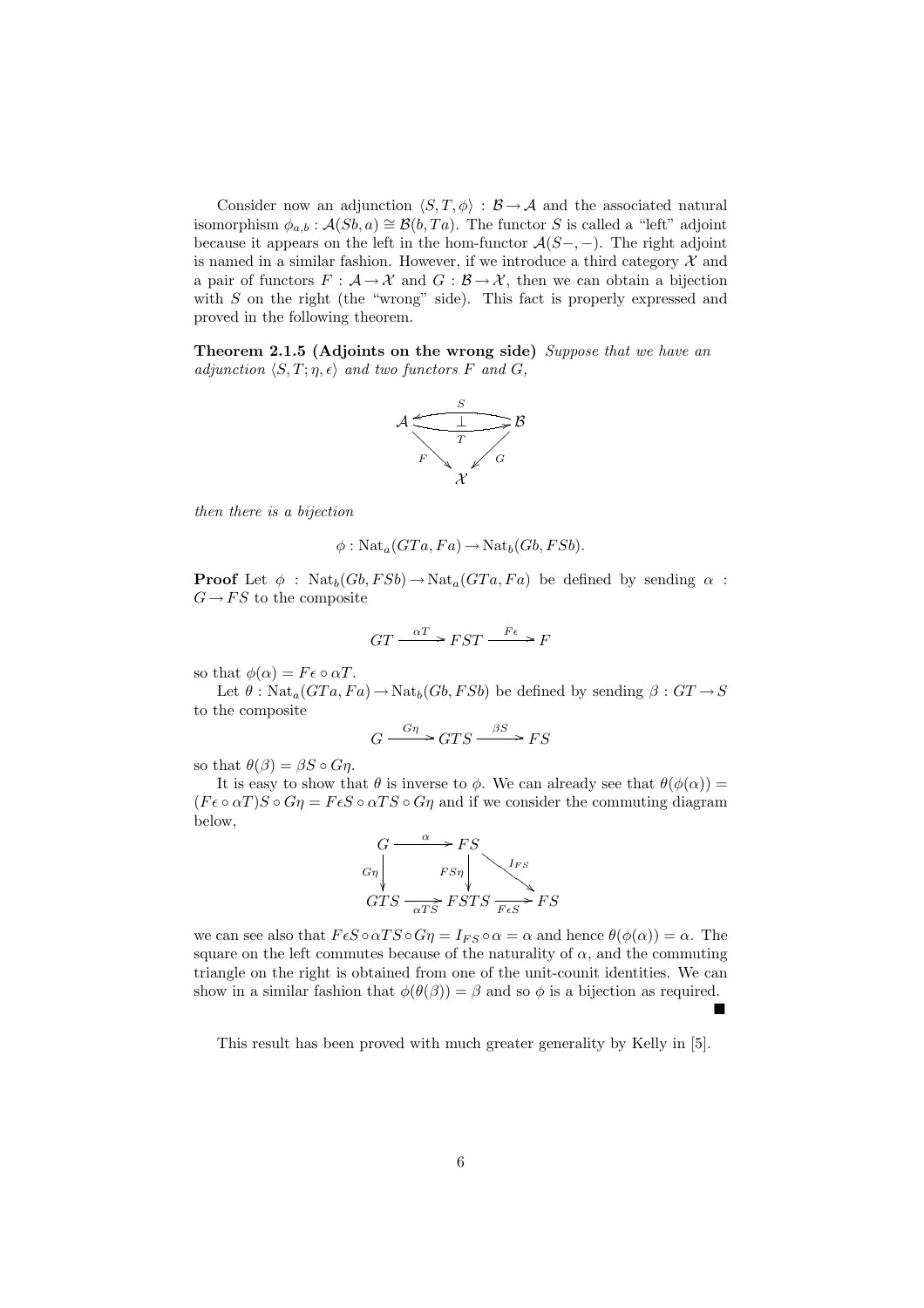Consider now an adjunction $\langle S, T, \phi \rangle : \mathcal{B} \to \mathcal{A}$ and the associated natural isomorphism $\phi_{a,b} : \mathcal{A}(Sb, a) \cong \mathcal{B}(b, Ta)$. The functor $S$ is called a "left" adjoint because it appears on the left in the hom-functor $\mathcal{A}(S-, -)$. The right adjoint is named in a similar fashion. However, if we introduce a third category $\mathcal{X}$ and a pair of functors $F : \mathcal{A} \to \mathcal{X}$ and $G : \mathcal{B} \to \mathcal{X}$, then we can obtain a bijection with $S$ on the right (the "wrong" side). This fact is properly expressed and proved in the following theorem.

**Theorem 2.1.5 (Adjoints on the wrong side)** *Suppose that we have an adjunction $\langle S, T; \eta, \epsilon \rangle$ and two functors $F$ and $G$,*

$$\begin{array}{ccc} \mathcal{A} & \underset{T}{\overset{S}{\rightleftarrows}} & \mathcal{B} \\ & {\scriptstyle F} \searrow \quad \swarrow {\scriptstyle G} & \\ & \mathcal{X} & \end{array}$$

*then there is a bijection*

$$\phi : \mathrm{Nat}_a(GTa, Fa) \to \mathrm{Nat}_b(Gb, FSb).$$

**Proof** Let $\phi : \mathrm{Nat}_b(Gb, FSb) \to \mathrm{Nat}_a(GTa, Fa)$ be defined by sending $\alpha : G \to FS$ to the composite

$$GT \xrightarrow{\alpha T} FST \xrightarrow{F\epsilon} F$$

so that $\phi(\alpha) = F\epsilon \circ \alpha T$.

Let $\theta : \mathrm{Nat}_a(GTa, Fa) \to \mathrm{Nat}_b(Gb, FSb)$ be defined by sending $\beta : GT \to S$ to the composite

$$G \xrightarrow{G\eta} GTS \xrightarrow{\beta S} FS$$

so that $\theta(\beta) = \beta S \circ G\eta$.

It is easy to show that $\theta$ is inverse to $\phi$. We can already see that $\theta(\phi(\alpha)) = (F\epsilon \circ \alpha T)S \circ G\eta = F\epsilon S \circ \alpha TS \circ G\eta$ and if we consider the commuting diagram below,

$$\begin{array}{ccccc} G & \xrightarrow{\alpha} & FS & & \\ {\scriptstyle G\eta}\downarrow & & {\scriptstyle FS\eta}\downarrow & \searrow^{I_{FS}} & \\ GTS & \xrightarrow[\alpha TS]{} & FSTS & \xrightarrow[F\epsilon S]{} & FS \end{array}$$

we can see also that $F\epsilon S \circ \alpha TS \circ G\eta = I_{FS} \circ \alpha = \alpha$ and hence $\theta(\phi(\alpha)) = \alpha$. The square on the left commutes because of the naturality of $\alpha$, and the commuting triangle on the right is obtained from one of the unit-counit identities. We can show in a similar fashion that $\phi(\theta(\beta)) = \beta$ and so $\phi$ is a bijection as required. ■

This result has been proved with much greater generality by Kelly in [5].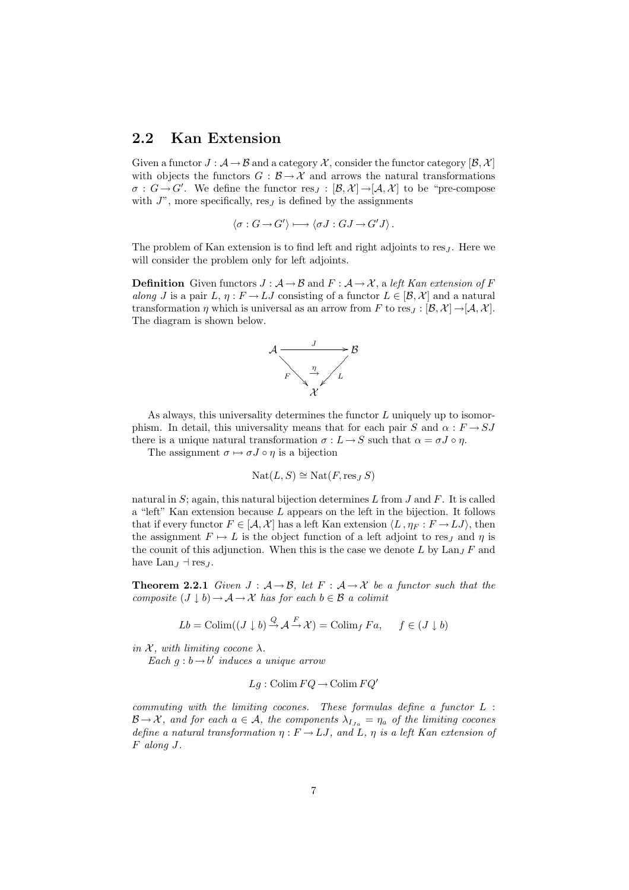## 2.2 Kan Extension

Given a functor $J : \mathcal{A} \to \mathcal{B}$ and a category $\mathcal{X}$, consider the functor category $[\mathcal{B}, \mathcal{X}]$ with objects the functors $G : \mathcal{B} \to \mathcal{X}$ and arrows the natural transformations $\sigma : G \to G'$. We define the functor $\mathrm{res}_J : [\mathcal{B}, \mathcal{X}] \to [\mathcal{A}, \mathcal{X}]$ to be "pre-compose with $J$", more specifically, $\mathrm{res}_J$ is defined by the assignments

$$\langle \sigma : G \to G' \rangle \longmapsto \langle \sigma J : GJ \to G'J \rangle .$$

The problem of Kan extension is to find left and right adjoints to $\mathrm{res}_J$. Here we will consider the problem only for left adjoints.

**Definition** Given functors $J : \mathcal{A} \to \mathcal{B}$ and $F : \mathcal{A} \to \mathcal{X}$, a *left Kan extension of $F$ along $J$* is a pair $L$, $\eta : F \to LJ$ consisting of a functor $L \in [\mathcal{B}, \mathcal{X}]$ and a natural transformation $\eta$ which is universal as an arrow from $F$ to $\mathrm{res}_J : [\mathcal{B}, \mathcal{X}] \to [\mathcal{A}, \mathcal{X}]$. The diagram is shown below.

$$\begin{array}{ccc} \mathcal{A} & \xrightarrow{\quad J \quad} & \mathcal{B} \\ & {\scriptstyle F} \searrow \overset{\eta}{\rightarrow} \swarrow {\scriptstyle L} & \\ & \mathcal{X} & \end{array}$$

As always, this universality determines the functor $L$ uniquely up to isomorphism. In detail, this universality means that for each pair $S$ and $\alpha : F \to SJ$ there is a unique natural transformation $\sigma : L \to S$ such that $\alpha = \sigma J \circ \eta$.

The assignment $\sigma \mapsto \sigma J \circ \eta$ is a bijection

$$\mathrm{Nat}(L, S) \cong \mathrm{Nat}(F, \mathrm{res}_J\, S)$$

natural in $S$; again, this natural bijection determines $L$ from $J$ and $F$. It is called a "left" Kan extension because $L$ appears on the left in the bijection. It follows that if every functor $F \in [\mathcal{A}, \mathcal{X}]$ has a left Kan extension $\langle L\,, \eta_F : F \to LJ \rangle$, then the assignment $F \mapsto L$ is the object function of a left adjoint to $\mathrm{res}_J$ and $\eta$ is the counit of this adjunction. When this is the case we denote $L$ by $\mathrm{Lan}_J\, F$ and have $\mathrm{Lan}_J \dashv \mathrm{res}_J$.

**Theorem 2.2.1** *Given $J : \mathcal{A} \to \mathcal{B}$, let $F : \mathcal{A} \to \mathcal{X}$ be a functor such that the composite $(J \downarrow b) \to \mathcal{A} \to \mathcal{X}$ has for each $b \in \mathcal{B}$ a colimit*

$$Lb = \mathrm{Colim}((J \downarrow b) \xrightarrow{Q} \mathcal{A} \xrightarrow{F} \mathcal{X}) = \mathrm{Colim}_f\, Fa, \qquad f \in (J \downarrow b)$$

*in $\mathcal{X}$, with limiting cocone $\lambda$.*

*Each $g : b \to b'$ induces a unique arrow*

$$Lg : \mathrm{Colim}\, FQ \to \mathrm{Colim}\, FQ'$$

*commuting with the limiting cocones. These formulas define a functor $L : \mathcal{B} \to \mathcal{X}$, and for each $a \in \mathcal{A}$, the components $\lambda_{I_{Ja}} = \eta_a$ of the limiting cocones define a natural transformation $\eta : F \to LJ$, and $L$, $\eta$ is a left Kan extension of $F$ along $J$.*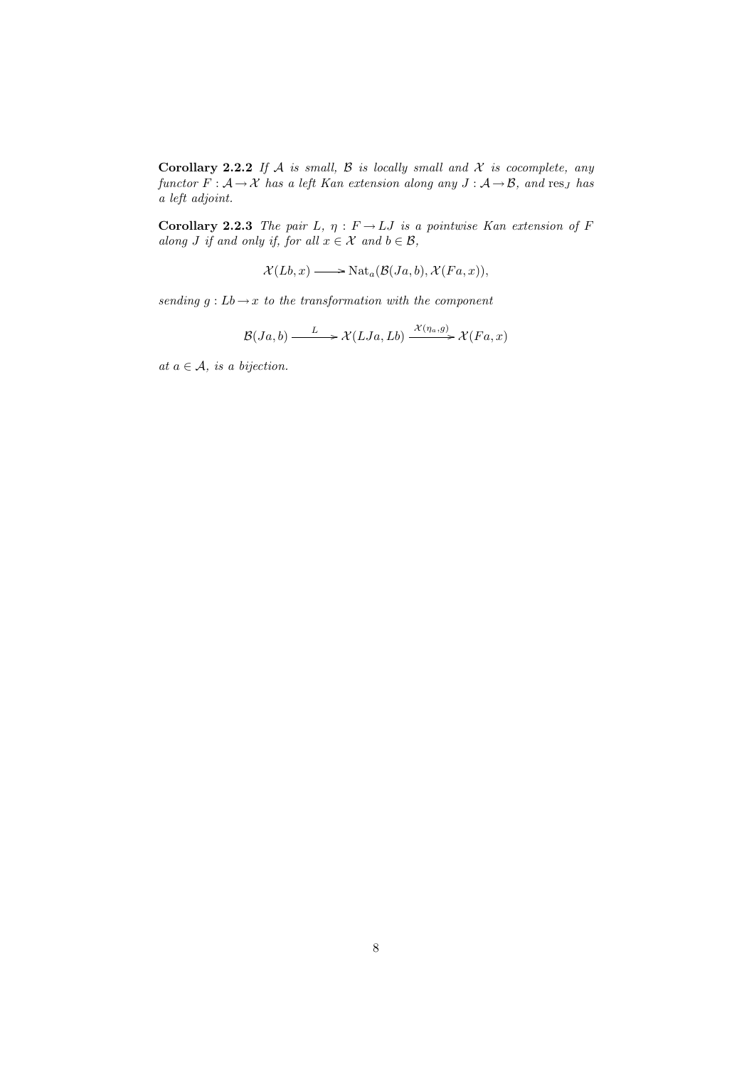**Corollary 2.2.2** *If $\mathcal{A}$ is small, $\mathcal{B}$ is locally small and $\mathcal{X}$ is cocomplete, any functor $F : \mathcal{A} \to \mathcal{X}$ has a left Kan extension along any $J : \mathcal{A} \to \mathcal{B}$, and $\mathrm{res}_J$ has a left adjoint.*

**Corollary 2.2.3** *The pair $L$, $\eta : F \to LJ$ is a pointwise Kan extension of $F$ along $J$ if and only if, for all $x \in \mathcal{X}$ and $b \in \mathcal{B}$,*

$$\mathcal{X}(Lb, x) \longrightarrow \mathrm{Nat}_a(\mathcal{B}(Ja, b), \mathcal{X}(Fa, x)),$$

*sending $g : Lb \to x$ to the transformation with the component*

$$\mathcal{B}(Ja, b) \xrightarrow{\ L\ } \mathcal{X}(LJa, Lb) \xrightarrow{\mathcal{X}(\eta_a, g)} \mathcal{X}(Fa, x)$$

*at $a \in \mathcal{A}$, is a bijection.*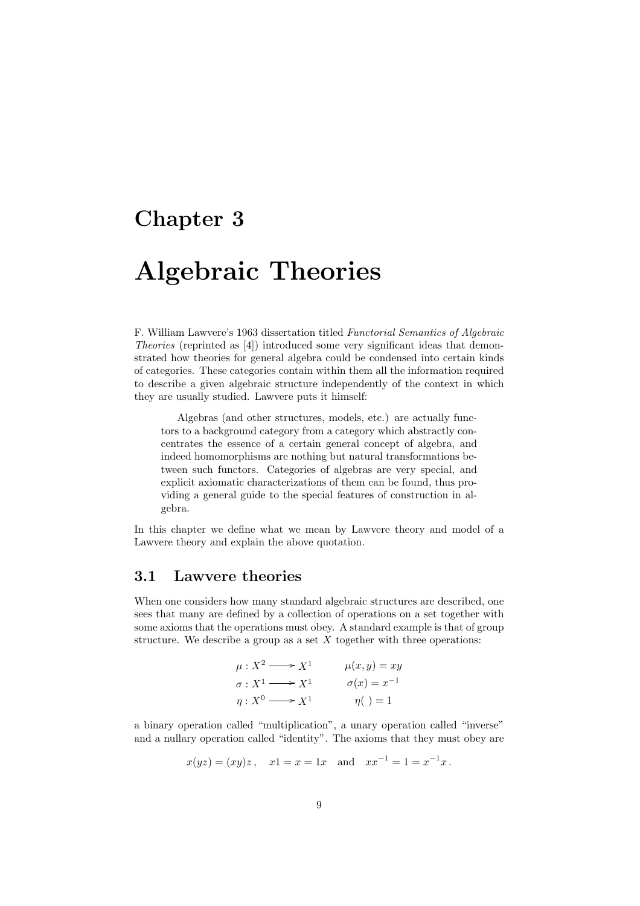# Chapter 3

# Algebraic Theories

F. William Lawvere's 1963 dissertation titled *Functorial Semantics of Algebraic Theories* (reprinted as [4]) introduced some very significant ideas that demonstrated how theories for general algebra could be condensed into certain kinds of categories. These categories contain within them all the information required to describe a given algebraic structure independently of the context in which they are usually studied. Lawvere puts it himself:

> Algebras (and other structures, models, etc.) are actually functors to a background category from a category which abstractly concentrates the essence of a certain general concept of algebra, and indeed homomorphisms are nothing but natural transformations between such functors. Categories of algebras are very special, and explicit axiomatic characterizations of them can be found, thus providing a general guide to the special features of construction in algebra.

In this chapter we define what we mean by Lawvere theory and model of a Lawvere theory and explain the above quotation.

## 3.1 Lawvere theories

When one considers how many standard algebraic structures are described, one sees that many are defined by a collection of operations on a set together with some axioms that the operations must obey. A standard example is that of group structure. We describe a group as a set $X$ together with three operations:

$$\begin{aligned}
\mu : X^2 &\longrightarrow X^1 \qquad && \mu(x, y) = xy \\
\sigma : X^1 &\longrightarrow X^1 \qquad && \sigma(x) = x^{-1} \\
\eta : X^0 &\longrightarrow X^1 \qquad && \eta(\ ) = 1
\end{aligned}$$

a binary operation called "multiplication", a unary operation called "inverse" and a nullary operation called "identity". The axioms that they must obey are

$$x(yz) = (xy)z\,, \quad x1 = x = 1x \quad \text{and} \quad xx^{-1} = 1 = x^{-1}x\,.$$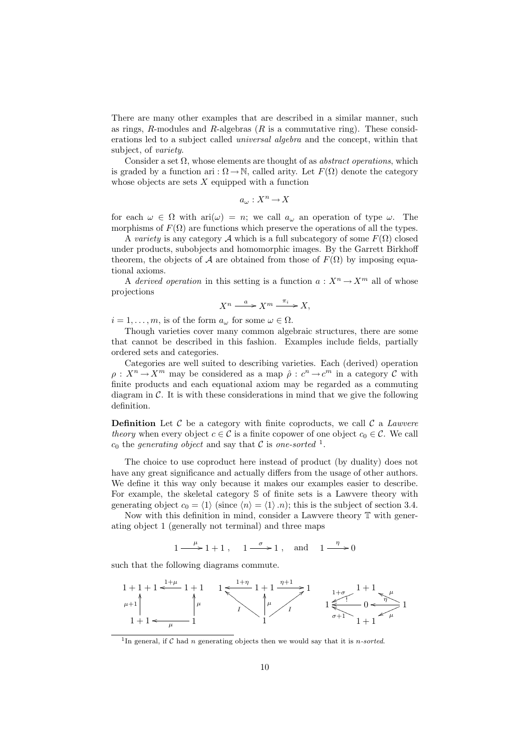There are many other examples that are described in a similar manner, such as rings, $R$-modules and $R$-algebras ($R$ is a commutative ring). These considerations led to a subject called *universal algebra* and the concept, within that subject, of *variety*.

Consider a set $\Omega$, whose elements are thought of as *abstract operations*, which is graded by a function $\mathrm{ari} : \Omega \to \mathbb{N}$, called arity. Let $F(\Omega)$ denote the category whose objects are sets $X$ equipped with a function

$$a_\omega : X^n \to X$$

for each $\omega \in \Omega$ with $\mathrm{ari}(\omega) = n$; we call $a_\omega$ an operation of type $\omega$. The morphisms of $F(\Omega)$ are functions which preserve the operations of all the types.

A *variety* is any category $\mathcal{A}$ which is a full subcategory of some $F(\Omega)$ closed under products, subobjects and homomorphic images. By the Garrett Birkhoff theorem, the objects of $\mathcal{A}$ are obtained from those of $F(\Omega)$ by imposing equational axioms.

A *derived operation* in this setting is a function $a : X^n \to X^m$ all of whose projections

$$X^n \xrightarrow{\ a\ } X^m \xrightarrow{\ \pi_i\ } X,$$

$i = 1, \ldots, m$, is of the form $a_\omega$ for some $\omega \in \Omega$.

Though varieties cover many common algebraic structures, there are some that cannot be described in this fashion. Examples include fields, partially ordered sets and categories.

Categories are well suited to describing varieties. Each (derived) operation $\rho : X^n \to X^m$ may be considered as a map $\hat{\rho} : c^n \to c^m$ in a category $\mathcal{C}$ with finite products and each equational axiom may be regarded as a commuting diagram in $\mathcal{C}$. It is with these considerations in mind that we give the following definition.

**Definition** Let $\mathcal{C}$ be a category with finite coproducts, we call $\mathcal{C}$ a *Lawvere theory* when every object $c \in \mathcal{C}$ is a finite copower of one object $c_0 \in \mathcal{C}$. We call $c_0$ the *generating object* and say that $\mathcal{C}$ is *one-sorted* [1].

The choice to use coproduct here instead of product (by duality) does not have any great significance and actually differs from the usage of other authors. We define it this way only because it makes our examples easier to describe. For example, the skeletal category $\mathbb{S}$ of finite sets is a Lawvere theory with generating object $c_0 = \langle 1 \rangle$ (since $\langle n \rangle = \langle 1 \rangle . n$); this is the subject of section 3.4.

Now with this definition in mind, consider a Lawvere theory $\mathbb{T}$ with generating object $1$ (generally not terminal) and three maps

$$1 \xrightarrow{\ \mu\ } 1+1\,, \quad 1 \xrightarrow{\ \sigma\ } 1\,, \quad \text{and} \quad 1 \xrightarrow{\ \eta\ } 0$$

such that the following diagrams commute.

$$\begin{array}{ccc} 1+1+1 & \xleftarrow{\ 1+\mu\ } & 1+1 \\ {\scriptstyle \mu+1}\uparrow & & \uparrow{\scriptstyle \mu} \\ 1+1 & \xleftarrow{\ \mu\ } & 1 \end{array} \qquad \begin{array}{ccccc} 1 & \xleftarrow{\ 1+\eta\ } & 1+1 & \xrightarrow{\ \eta+1\ } & 1 \\ & {\scriptstyle I}\nwarrow & \uparrow{\scriptstyle \mu} & \nearrow{\scriptstyle I} & \\ & & 1 & & \end{array} \qquad \begin{array}{ccccc} & & 1+1 & & \\ & \swarrow{\scriptstyle 1+\sigma} & & \nwarrow{\scriptstyle \mu} & \\ 1 & \xleftarrow{\ !\ } & 0 & \xleftarrow{\ \eta\ } & 1 \\ & \nwarrow{\scriptstyle \sigma+1} & & \swarrow{\scriptstyle \mu} & \\ & & 1+1 & & \end{array}$$

---

[1] In general, if $\mathcal{C}$ had $n$ generating objects then we would say that it is *n-sorted*.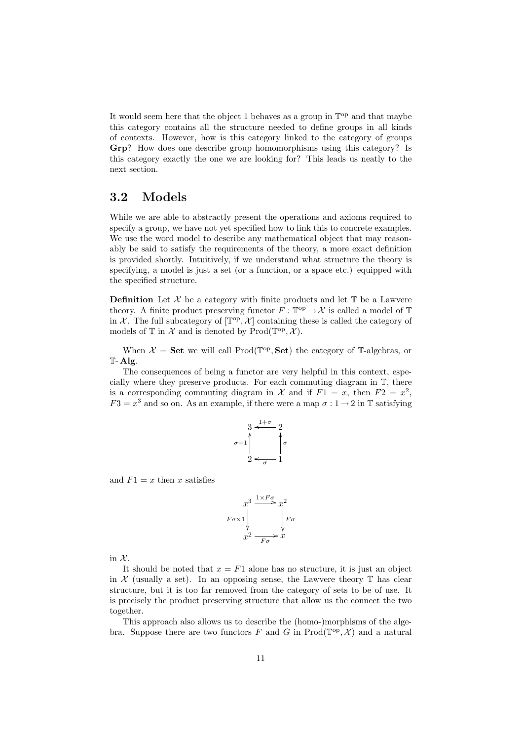It would seem here that the object 1 behaves as a group in $\mathbb{T}^{\mathrm{op}}$ and that maybe this category contains all the structure needed to define groups in all kinds of contexts. However, how is this category linked to the category of groups **Grp**? How does one describe group homomorphisms using this category? Is this category exactly the one we are looking for? This leads us neatly to the next section.

## 3.2 Models

While we are able to abstractly present the operations and axioms required to specify a group, we have not yet specified how to link this to concrete examples. We use the word model to describe any mathematical object that may reasonably be said to satisfy the requirements of the theory, a more exact definition is provided shortly. Intuitively, if we understand what structure the theory is specifying, a model is just a set (or a function, or a space etc.) equipped with the specified structure.

**Definition** Let $\mathcal{X}$ be a category with finite products and let $\mathbb{T}$ be a Lawvere theory. A finite product preserving functor $F : \mathbb{T}^{\mathrm{op}} \to \mathcal{X}$ is called a model of $\mathbb{T}$ in $\mathcal{X}$. The full subcategory of $[\mathbb{T}^{\mathrm{op}}, \mathcal{X}]$ containing these is called the category of models of $\mathbb{T}$ in $\mathcal{X}$ and is denoted by $\mathrm{Prod}(\mathbb{T}^{\mathrm{op}}, \mathcal{X})$.

When $\mathcal{X} = \mathbf{Set}$ we will call $\mathrm{Prod}(\mathbb{T}^{\mathrm{op}}, \mathbf{Set})$ the category of $\mathbb{T}$-algebras, or $\mathbb{T}$- **Alg**.

The consequences of being a functor are very helpful in this context, especially where they preserve products. For each commuting diagram in $\mathbb{T}$, there is a corresponding commuting diagram in $\mathcal{X}$ and if $F1 = x$, then $F2 = x^2$, $F3 = x^3$ and so on. As an example, if there were a map $\sigma : 1 \to 2$ in $\mathbb{T}$ satisfying

$$\begin{array}{ccc} 3 & \xleftarrow{1+\sigma} & 2 \\ {\scriptstyle \sigma+1}\uparrow & & \uparrow{\scriptstyle \sigma} \\ 2 & \xleftarrow[\sigma]{} & 1 \end{array}$$

and $F1 = x$ then $x$ satisfies

$$\begin{array}{ccc} x^3 & \xrightarrow{1\times F\sigma} & x^2 \\ {\scriptstyle F\sigma\times 1}\downarrow & & \downarrow{\scriptstyle F\sigma} \\ x^2 & \xrightarrow[F\sigma]{} & x \end{array}$$

in $\mathcal{X}$.

It should be noted that $x = F1$ alone has no structure, it is just an object in $\mathcal{X}$ (usually a set). In an opposing sense, the Lawvere theory $\mathbb{T}$ has clear structure, but it is too far removed from the category of sets to be of use. It is precisely the product preserving structure that allow us the connect the two together.

This approach also allows us to describe the (homo-)morphisms of the algebra. Suppose there are two functors $F$ and $G$ in $\mathrm{Prod}(\mathbb{T}^{\mathrm{op}}, \mathcal{X})$ and a natural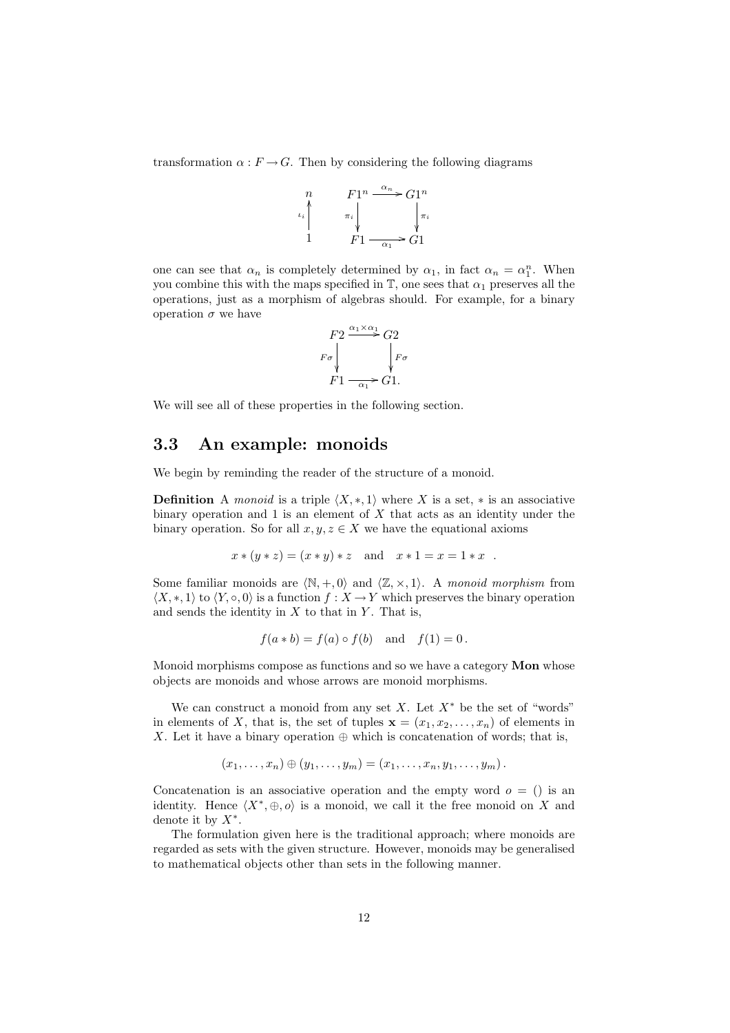transformation $\alpha : F \to G$. Then by considering the following diagrams

$$
\begin{array}{ccc}
n & \quad & F1^n \xrightarrow{\alpha_n} G1^n \\
\uparrow \iota_i & & \pi_i \downarrow \qquad\qquad \downarrow \pi_i \\
1 & & F1 \xrightarrow[\alpha_1]{} G1
\end{array}
$$

one can see that $\alpha_n$ is completely determined by $\alpha_1$, in fact $\alpha_n = \alpha_1^n$. When you combine this with the maps specified in $\mathbb{T}$, one sees that $\alpha_1$ preserves all the operations, just as a morphism of algebras should. For example, for a binary operation $\sigma$ we have

$$
\begin{array}{ccc}
F2 & \xrightarrow{\alpha_1 \times \alpha_1} & G2 \\
F\sigma \downarrow & & \downarrow F\sigma \\
F1 & \xrightarrow[\alpha_1]{} & G1.
\end{array}
$$

We will see all of these properties in the following section.

## 3.3 An example: monoids

We begin by reminding the reader of the structure of a monoid.

**Definition** A *monoid* is a triple $\langle X, *, 1\rangle$ where $X$ is a set, $*$ is an associative binary operation and 1 is an element of $X$ that acts as an identity under the binary operation. So for all $x, y, z \in X$ we have the equational axioms

$$x * (y * z) = (x * y) * z \quad \text{and} \quad x * 1 = x = 1 * x \quad .$$

Some familiar monoids are $\langle \mathbb{N}, +, 0\rangle$ and $\langle \mathbb{Z}, \times, 1\rangle$. A *monoid morphism* from $\langle X, *, 1\rangle$ to $\langle Y, \circ, 0\rangle$ is a function $f : X \to Y$ which preserves the binary operation and sends the identity in $X$ to that in $Y$. That is,

$$f(a * b) = f(a) \circ f(b) \quad \text{and} \quad f(1) = 0\,.$$

Monoid morphisms compose as functions and so we have a category **Mon** whose objects are monoids and whose arrows are monoid morphisms.

We can construct a monoid from any set $X$. Let $X^*$ be the set of "words" in elements of $X$, that is, the set of tuples $\mathbf{x} = (x_1, x_2, \ldots, x_n)$ of elements in $X$. Let it have a binary operation $\oplus$ which is concatenation of words; that is,

$$(x_1, \ldots, x_n) \oplus (y_1, \ldots, y_m) = (x_1, \ldots, x_n, y_1, \ldots, y_m)\,.$$

Concatenation is an associative operation and the empty word $o = ()$ is an identity. Hence $\langle X^*, \oplus, o\rangle$ is a monoid, we call it the free monoid on $X$ and denote it by $X^*$.

The formulation given here is the traditional approach; where monoids are regarded as sets with the given structure. However, monoids may be generalised to mathematical objects other than sets in the following manner.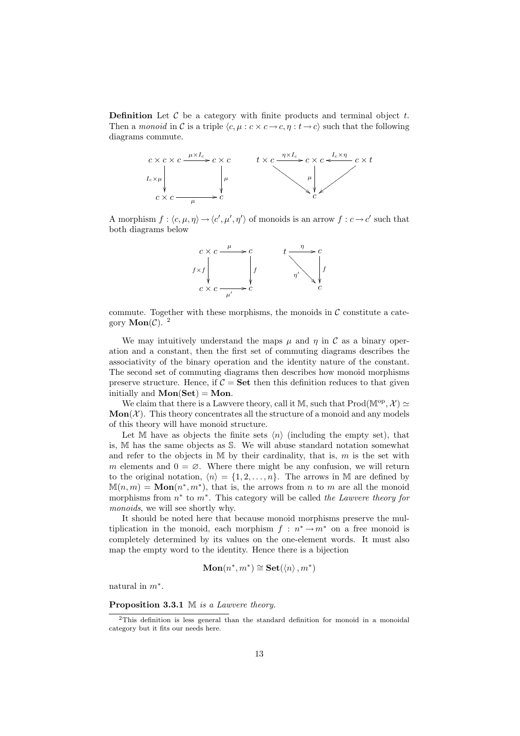**Definition** Let $\mathcal{C}$ be a category with finite products and terminal object $t$. Then a *monoid* in $\mathcal{C}$ is a triple $\langle c, \mu : c \times c \to c, \eta : t \to c \rangle$ such that the following diagrams commute.

$$\begin{array}{ccc} c \times c \times c & \xrightarrow{\mu \times I_c} & c \times c \\ {\scriptstyle I_c \times \mu}\downarrow & & \downarrow{\scriptstyle \mu} \\ c \times c & \xrightarrow[\mu]{} & c \end{array} \qquad \begin{array}{ccccc} t \times c & \xrightarrow{\eta \times I_c} & c \times c & \xleftarrow{I_c \times \eta} & c \times t \\ & \searrow & \downarrow{\scriptstyle \mu} & \swarrow & \\ & & c & & \end{array}$$

A morphism $f : \langle c, \mu, \eta \rangle \to \langle c', \mu', \eta' \rangle$ of monoids is an arrow $f : c \to c'$ such that both diagrams below

$$\begin{array}{ccc} c \times c & \xrightarrow{\mu} & c \\ {\scriptstyle f \times f}\downarrow & & \downarrow{\scriptstyle f} \\ c \times c & \xrightarrow[\mu']{} & c \end{array} \qquad \begin{array}{ccc} t & \xrightarrow{\eta} & c \\ & {\scriptstyle \eta'}\searrow & \downarrow{\scriptstyle f} \\ & & c \end{array}$$

commute. Together with these morphisms, the monoids in $\mathcal{C}$ constitute a category $\mathbf{Mon}(\mathcal{C})$. [2]

We may intuitively understand the maps $\mu$ and $\eta$ in $\mathcal{C}$ as a binary operation and a constant, then the first set of commuting diagrams describes the associativity of the binary operation and the identity nature of the constant. The second set of commuting diagrams then describes how monoid morphisms preserve structure. Hence, if $\mathcal{C} = \mathbf{Set}$ then this definition reduces to that given initially and $\mathbf{Mon}(\mathbf{Set}) = \mathbf{Mon}$.

We claim that there is a Lawvere theory, call it $\mathbb{M}$, such that $\mathrm{Prod}(\mathbb{M}^{\mathrm{op}}, \mathcal{X}) \simeq \mathbf{Mon}(\mathcal{X})$. This theory concentrates all the structure of a monoid and any models of this theory will have monoid structure.

Let $\mathbb{M}$ have as objects the finite sets $\langle n \rangle$ (including the empty set), that is, $\mathbb{M}$ has the same objects as $\mathbb{S}$. We will abuse standard notation somewhat and refer to the objects in $\mathbb{M}$ by their cardinality, that is, $m$ is the set with $m$ elements and $0 = \varnothing$. Where there might be any confusion, we will return to the original notation, $\langle n \rangle = \{1, 2, \ldots, n\}$. The arrows in $\mathbb{M}$ are defined by $\mathbb{M}(n, m) = \mathbf{Mon}(n^*, m^*)$, that is, the arrows from $n$ to $m$ are all the monoid morphisms from $n^*$ to $m^*$. This category will be called *the Lawvere theory for monoids*, we will see shortly why.

It should be noted here that because monoid morphisms preserve the multiplication in the monoid, each morphism $f : n^* \to m^*$ on a free monoid is completely determined by its values on the one-element words. It must also map the empty word to the identity. Hence there is a bijection

$$\mathbf{Mon}(n^*, m^*) \cong \mathbf{Set}(\langle n \rangle, m^*)$$

natural in $m^*$.

**Proposition 3.3.1** *$\mathbb{M}$ is a Lawvere theory.*

[2] This definition is less general than the standard definition for monoid in a monoidal category but it fits our needs here.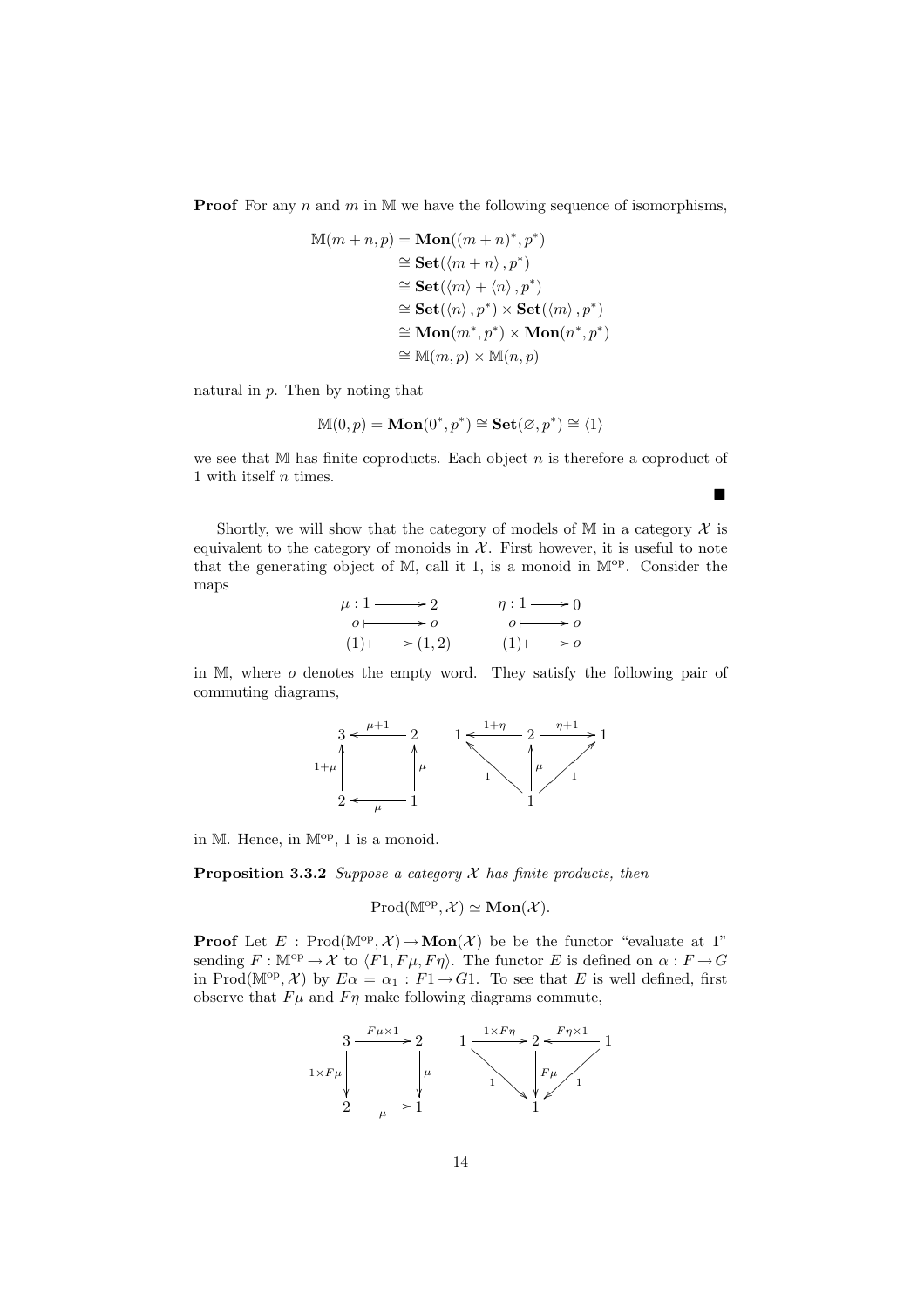**Proof** For any $n$ and $m$ in $\mathbb{M}$ we have the following sequence of isomorphisms,

$$
\begin{aligned}
\mathbb{M}(m+n,p) &= \mathbf{Mon}((m+n)^*,p^*)\\
&\cong \mathbf{Set}(\langle m+n\rangle, p^*)\\
&\cong \mathbf{Set}(\langle m\rangle + \langle n\rangle, p^*)\\
&\cong \mathbf{Set}(\langle n\rangle, p^*) \times \mathbf{Set}(\langle m\rangle, p^*)\\
&\cong \mathbf{Mon}(m^*,p^*) \times \mathbf{Mon}(n^*,p^*)\\
&\cong \mathbb{M}(m,p) \times \mathbb{M}(n,p)
\end{aligned}
$$

natural in $p$. Then by noting that

$$\mathbb{M}(0,p) = \mathbf{Mon}(0^*,p^*) \cong \mathbf{Set}(\varnothing, p^*) \cong \langle 1\rangle$$

we see that $\mathbb{M}$ has finite coproducts. Each object $n$ is therefore a coproduct of 1 with itself $n$ times.

■

Shortly, we will show that the category of models of $\mathbb{M}$ in a category $\mathcal{X}$ is equivalent to the category of monoids in $\mathcal{X}$. First however, it is useful to note that the generating object of $\mathbb{M}$, call it 1, is a monoid in $\mathbb{M}^{\mathrm{op}}$. Consider the maps

$$
\begin{array}{ccc}
\mu : 1 \longrightarrow 2 & \qquad & \eta : 1 \longrightarrow 0\\
o \longmapsto o & & o \longmapsto o\\
(1) \longmapsto (1,2) & & (1) \longmapsto o
\end{array}
$$

in $\mathbb{M}$, where $o$ denotes the empty word. They satisfy the following pair of commuting diagrams,

$$
\begin{array}{ccc}
3 & \xleftarrow{\mu+1} & 2\\
{\scriptstyle 1+\mu}\uparrow & & \uparrow{\scriptstyle \mu}\\
2 & \xleftarrow[\mu]{} & 1
\end{array}
\qquad
\begin{array}{ccccc}
1 & \xleftarrow{1+\eta} & 2 & \xrightarrow{\eta+1} & 1\\
& {\scriptstyle 1}\nwarrow & \uparrow{\scriptstyle \mu} & \nearrow{\scriptstyle 1} & \\
& & 1 & &
\end{array}
$$

in $\mathbb{M}$. Hence, in $\mathbb{M}^{\mathrm{op}}$, 1 is a monoid.

**Proposition 3.3.2** *Suppose a category $\mathcal{X}$ has finite products, then*

$$\mathrm{Prod}(\mathbb{M}^{\mathrm{op}}, \mathcal{X}) \simeq \mathbf{Mon}(\mathcal{X}).$$

**Proof** Let $E : \mathrm{Prod}(\mathbb{M}^{\mathrm{op}}, \mathcal{X}) \to \mathbf{Mon}(\mathcal{X})$ be be the functor "evaluate at 1" sending $F : \mathbb{M}^{\mathrm{op}} \to \mathcal{X}$ to $\langle F1, F\mu, F\eta\rangle$. The functor $E$ is defined on $\alpha : F \to G$ in $\mathrm{Prod}(\mathbb{M}^{\mathrm{op}}, \mathcal{X})$ by $E\alpha = \alpha_1 : F1 \to G1$. To see that $E$ is well defined, first observe that $F\mu$ and $F\eta$ make following diagrams commute,

$$
\begin{array}{ccc}
3 & \xrightarrow{F\mu\times 1} & 2\\
{\scriptstyle 1\times F\mu}\downarrow & & \downarrow{\scriptstyle \mu}\\
2 & \xrightarrow[\mu]{} & 1
\end{array}
\qquad
\begin{array}{ccccc}
1 & \xrightarrow{1\times F\eta} & 2 & \xleftarrow{F\eta\times 1} & 1\\
& {\scriptstyle 1}\searrow & \downarrow{\scriptstyle F\mu} & \swarrow{\scriptstyle 1} & \\
& & 1 & &
\end{array}
$$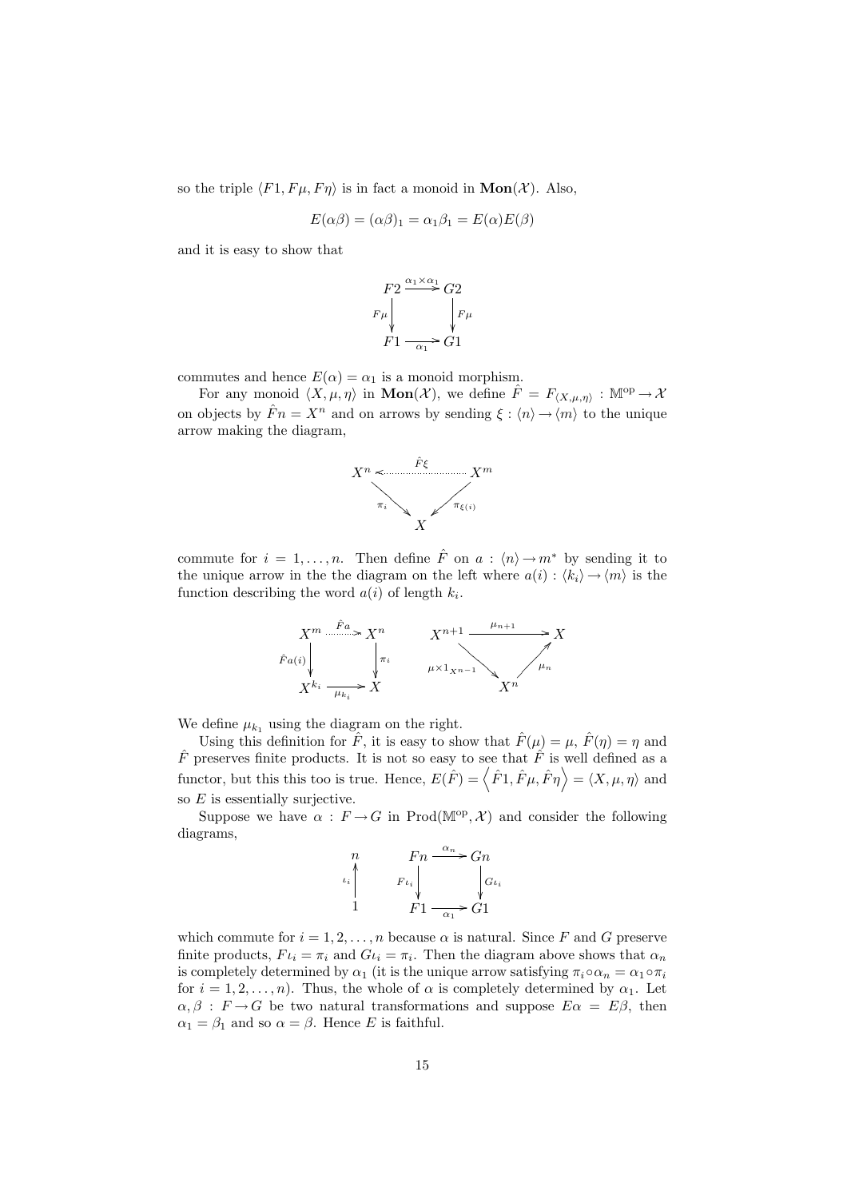so the triple $\langle F1, F\mu, F\eta \rangle$ is in fact a monoid in $\mathbf{Mon}(\mathcal{X})$. Also,

$$E(\alpha\beta) = (\alpha\beta)_1 = \alpha_1\beta_1 = E(\alpha)E(\beta)$$

and it is easy to show that

$$\begin{array}{ccc} F2 & \xrightarrow{\alpha_1 \times \alpha_1} & G2 \\ {\scriptstyle F\mu}\downarrow & & \downarrow{\scriptstyle F\mu} \\ F1 & \xrightarrow[\alpha_1]{} & G1 \end{array}$$

commutes and hence $E(\alpha) = \alpha_1$ is a monoid morphism.

For any monoid $\langle X, \mu, \eta \rangle$ in $\mathbf{Mon}(\mathcal{X})$, we define $\hat{F} = F_{\langle X,\mu,\eta \rangle} : \mathbb{M}^{\mathrm{op}} \to \mathcal{X}$ on objects by $\hat{F}n = X^n$ and on arrows by sending $\xi : \langle n \rangle \to \langle m \rangle$ to the unique arrow making the diagram,

$$\begin{array}{ccc} X^n & \xleftarrow{\hat{F}\xi} & X^m \\ & {\scriptstyle \pi_i}\searrow \quad \swarrow{\scriptstyle \pi_{\xi(i)}} & \\ & X & \end{array}$$

commute for $i = 1, \ldots, n$. Then define $\hat{F}$ on $a : \langle n \rangle \to m^*$ by sending it to the unique arrow in the the diagram on the left where $a(i) : \langle k_i \rangle \to \langle m \rangle$ is the function describing the word $a(i)$ of length $k_i$.

$$\begin{array}{ccc} X^m & \xrightarrow{\hat{F}a} & X^n \\ {\scriptstyle \hat{F}a(i)}\downarrow & & \downarrow{\scriptstyle \pi_i} \\ X^{k_i} & \xrightarrow[\mu_{k_i}]{} & X \end{array} \qquad \begin{array}{ccc} X^{n+1} & \xrightarrow{\mu_{n+1}} & X \\ & {\scriptstyle \mu \times 1_{X^{n-1}}}\searrow \quad \nearrow{\scriptstyle \mu_n} & \\ & X^n & \end{array}$$

We define $\mu_{k_1}$ using the diagram on the right.

Using this definition for $\hat{F}$, it is easy to show that $\hat{F}(\mu) = \mu$, $\hat{F}(\eta) = \eta$ and $\hat{F}$ preserves finite products. It is not so easy to see that $\hat{F}$ is well defined as a functor, but this this too is true. Hence, $E(\hat{F}) = \left\langle \hat{F}1, \hat{F}\mu, \hat{F}\eta \right\rangle = \langle X, \mu, \eta \rangle$ and so $E$ is essentially surjective.

Suppose we have $\alpha : F \to G$ in $\mathrm{Prod}(\mathbb{M}^{\mathrm{op}}, \mathcal{X})$ and consider the following diagrams,

$$\begin{array}{c} n \\ {\scriptstyle \iota_i}\uparrow \\ 1 \end{array} \qquad \begin{array}{ccc} Fn & \xrightarrow{\alpha_n} & Gn \\ {\scriptstyle F\iota_i}\downarrow & & \downarrow{\scriptstyle G\iota_i} \\ F1 & \xrightarrow[\alpha_1]{} & G1 \end{array}$$

which commute for $i = 1, 2, \ldots, n$ because $\alpha$ is natural. Since $F$ and $G$ preserve finite products, $F\iota_i = \pi_i$ and $G\iota_i = \pi_i$. Then the diagram above shows that $\alpha_n$ is completely determined by $\alpha_1$ (it is the unique arrow satisfying $\pi_i \circ \alpha_n = \alpha_1 \circ \pi_i$ for $i = 1, 2, \ldots, n$). Thus, the whole of $\alpha$ is completely determined by $\alpha_1$. Let $\alpha, \beta : F \to G$ be two natural transformations and suppose $E\alpha = E\beta$, then $\alpha_1 = \beta_1$ and so $\alpha = \beta$. Hence $E$ is faithful.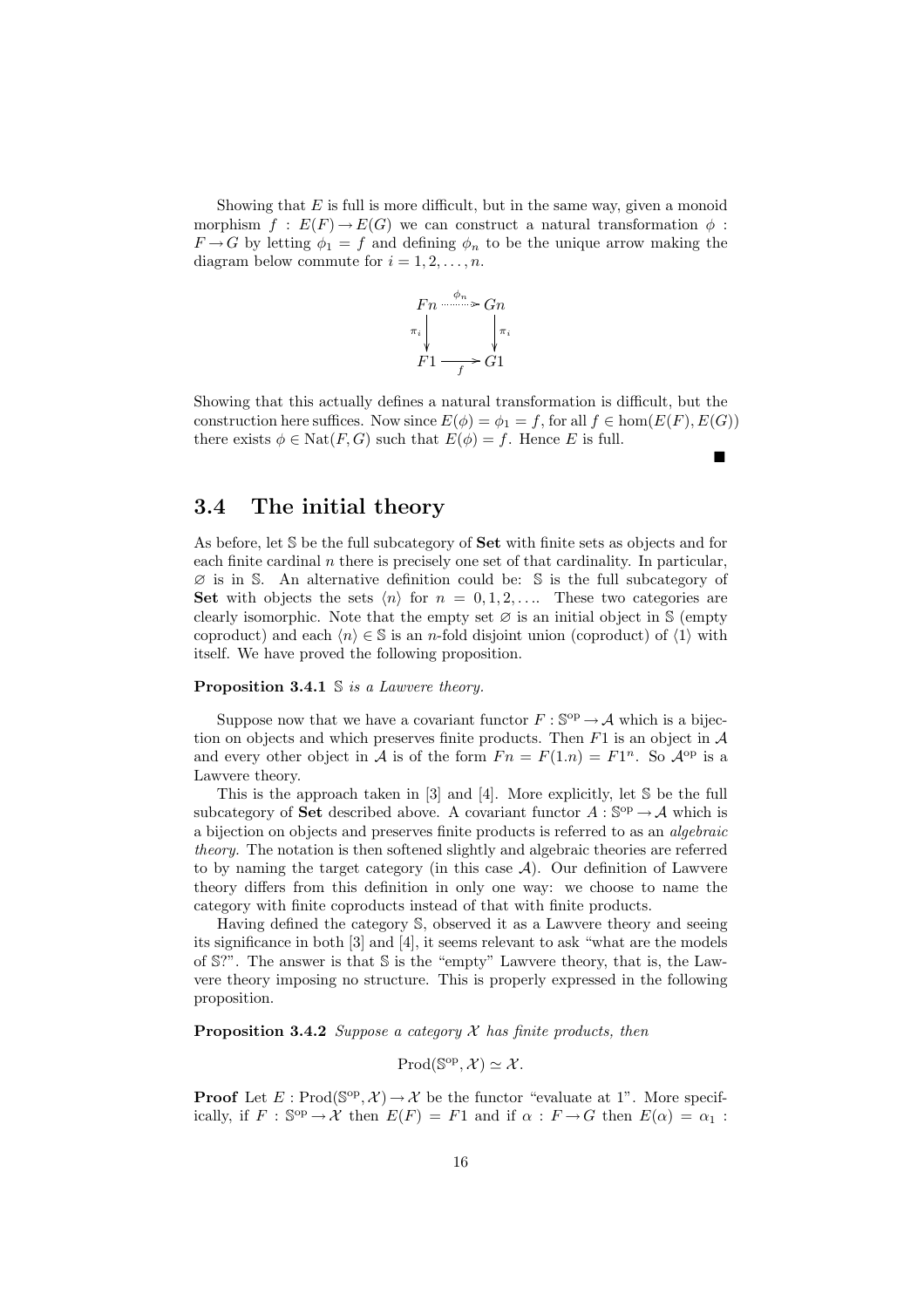Showing that $E$ is full is more difficult, but in the same way, given a monoid morphism $f : E(F) \to E(G)$ we can construct a natural transformation $\phi : F \to G$ by letting $\phi_1 = f$ and defining $\phi_n$ to be the unique arrow making the diagram below commute for $i = 1, 2, \ldots, n$.

$$\begin{array}{ccc} Fn & \overset{\phi_n}{\dashrightarrow} & Gn \\ \downarrow{\scriptstyle \pi_i} & & \downarrow{\scriptstyle \pi_i} \\ F1 & \underset{f}{\longrightarrow} & G1 \end{array}$$

Showing that this actually defines a natural transformation is difficult, but the construction here suffices. Now since $E(\phi) = \phi_1 = f$, for all $f \in \hom(E(F), E(G))$ there exists $\phi \in \mathrm{Nat}(F, G)$ such that $E(\phi) = f$. Hence $E$ is full.

■

## 3.4 The initial theory

As before, let $\mathbb{S}$ be the full subcategory of **Set** with finite sets as objects and for each finite cardinal $n$ there is precisely one set of that cardinality. In particular, $\varnothing$ is in $\mathbb{S}$. An alternative definition could be: $\mathbb{S}$ is the full subcategory of **Set** with objects the sets $\langle n \rangle$ for $n = 0, 1, 2, \ldots$. These two categories are clearly isomorphic. Note that the empty set $\varnothing$ is an initial object in $\mathbb{S}$ (empty coproduct) and each $\langle n \rangle \in \mathbb{S}$ is an $n$-fold disjoint union (coproduct) of $\langle 1 \rangle$ with itself. We have proved the following proposition.

**Proposition 3.4.1** *$\mathbb{S}$ is a Lawvere theory.*

Suppose now that we have a covariant functor $F : \mathbb{S}^{\mathrm{op}} \to \mathcal{A}$ which is a bijection on objects and which preserves finite products. Then $F1$ is an object in $\mathcal{A}$ and every other object in $\mathcal{A}$ is of the form $Fn = F(1.n) = F1^n$. So $\mathcal{A}^{\mathrm{op}}$ is a Lawvere theory.

This is the approach taken in [3] and [4]. More explicitly, let $\mathbb{S}$ be the full subcategory of **Set** described above. A covariant functor $A : \mathbb{S}^{\mathrm{op}} \to \mathcal{A}$ which is a bijection on objects and preserves finite products is referred to as an *algebraic theory.* The notation is then softened slightly and algebraic theories are referred to by naming the target category (in this case $\mathcal{A}$). Our definition of Lawvere theory differs from this definition in only one way: we choose to name the category with finite coproducts instead of that with finite products.

Having defined the category $\mathbb{S}$, observed it as a Lawvere theory and seeing its significance in both [3] and [4], it seems relevant to ask "what are the models of $\mathbb{S}$?". The answer is that $\mathbb{S}$ is the "empty" Lawvere theory, that is, the Lawvere theory imposing no structure. This is properly expressed in the following proposition.

**Proposition 3.4.2** *Suppose a category $\mathcal{X}$ has finite products, then*

$$\mathrm{Prod}(\mathbb{S}^{\mathrm{op}}, \mathcal{X}) \simeq \mathcal{X}.$$

**Proof** Let $E : \mathrm{Prod}(\mathbb{S}^{\mathrm{op}}, \mathcal{X}) \to \mathcal{X}$ be the functor "evaluate at 1". More specifically, if $F : \mathbb{S}^{\mathrm{op}} \to \mathcal{X}$ then $E(F) = F1$ and if $\alpha : F \to G$ then $E(\alpha) = \alpha_1 :$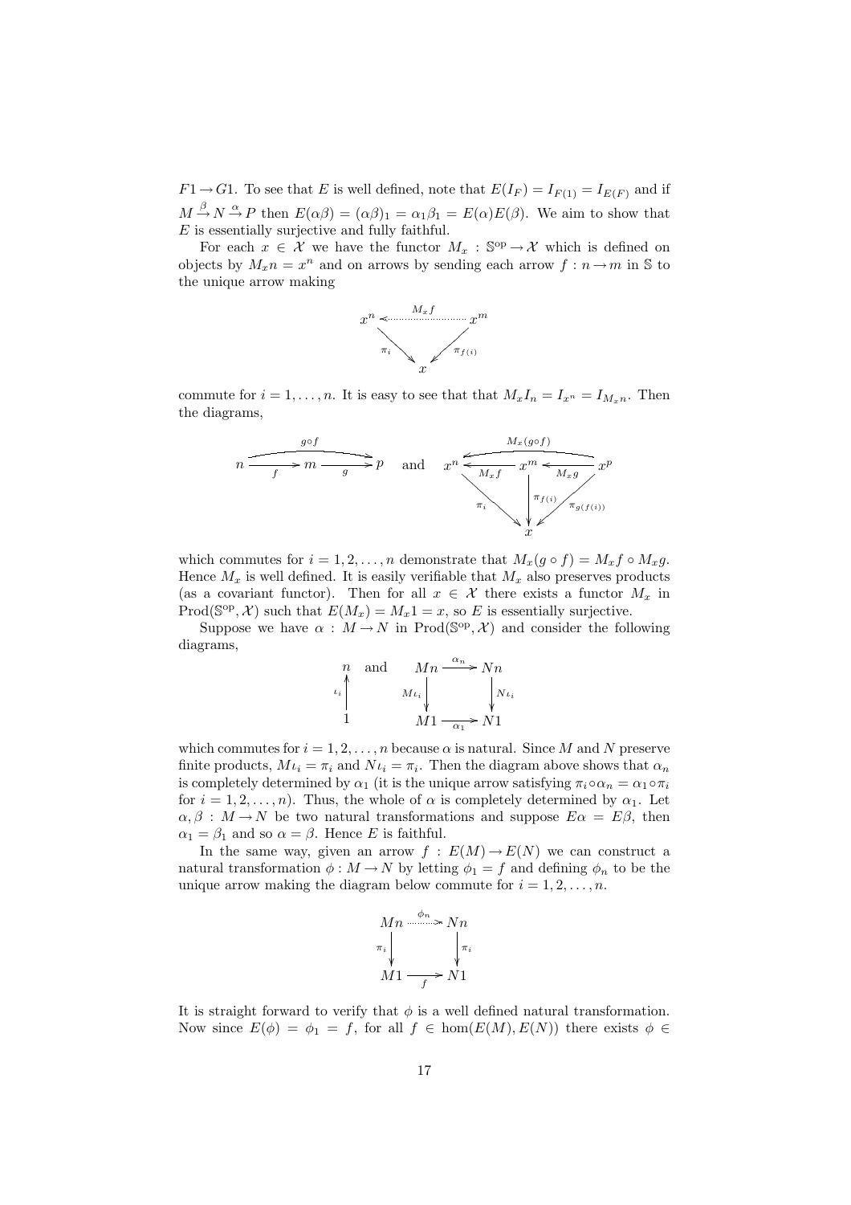$F1 \to G1$. To see that $E$ is well defined, note that $E(I_F) = I_{F(1)} = I_{E(F)}$ and if $M \xrightarrow{\beta} N \xrightarrow{\alpha} P$ then $E(\alpha\beta) = (\alpha\beta)_1 = \alpha_1\beta_1 = E(\alpha)E(\beta)$. We aim to show that $E$ is essentially surjective and fully faithful.

For each $x \in \mathcal{X}$ we have the functor $M_x : \mathbb{S}^{\mathrm{op}} \to \mathcal{X}$ which is defined on objects by $M_x n = x^n$ and on arrows by sending each arrow $f : n \to m$ in $\mathbb{S}$ to the unique arrow making

$$\begin{array}{ccc} x^n & \xleftarrow{M_x f} & x^m \\ & \searrow^{\pi_i} \quad \swarrow^{\pi_{f(i)}} & \\ & x & \end{array}$$

commute for $i = 1, \ldots, n$. It is easy to see that that $M_x I_n = I_{x^n} = I_{M_x n}$. Then the diagrams,

$$n \xrightarrow{f} m \xrightarrow{g} p \quad (g \circ f : n \to p) \qquad \text{and} \qquad x^n \xleftarrow{M_x f} x^m \xleftarrow{M_x g} x^p \quad (M_x(g\circ f) : x^p \to x^n),\ \ \pi_i : x^n \to x,\ \pi_{f(i)} : x^m \to x,\ \pi_{g(f(i))} : x^p \to x$$

which commutes for $i = 1, 2, \ldots, n$ demonstrate that $M_x(g \circ f) = M_x f \circ M_x g$. Hence $M_x$ is well defined. It is easily verifiable that $M_x$ also preserves products (as a covariant functor). Then for all $x \in \mathcal{X}$ there exists a functor $M_x$ in $\mathrm{Prod}(\mathbb{S}^{\mathrm{op}}, \mathcal{X})$ such that $E(M_x) = M_x 1 = x$, so $E$ is essentially surjective.

Suppose we have $\alpha : M \to N$ in $\mathrm{Prod}(\mathbb{S}^{\mathrm{op}}, \mathcal{X})$ and consider the following diagrams,

$$\begin{array}{c} n \\ \uparrow{\scriptstyle \iota_i} \\ 1 \end{array} \qquad \text{and} \qquad \begin{array}{ccc} Mn & \xrightarrow{\alpha_n} & Nn \\ \downarrow{\scriptstyle M\iota_i} & & \downarrow{\scriptstyle N\iota_i} \\ M1 & \xrightarrow{\alpha_1} & N1 \end{array}$$

which commutes for $i = 1, 2, \ldots, n$ because $\alpha$ is natural. Since $M$ and $N$ preserve finite products, $M\iota_i = \pi_i$ and $N\iota_i = \pi_i$. Then the diagram above shows that $\alpha_n$ is completely determined by $\alpha_1$ (it is the unique arrow satisfying $\pi_i \circ \alpha_n = \alpha_1 \circ \pi_i$ for $i = 1, 2, \ldots, n$). Thus, the whole of $\alpha$ is completely determined by $\alpha_1$. Let $\alpha, \beta : M \to N$ be two natural transformations and suppose $E\alpha = E\beta$, then $\alpha_1 = \beta_1$ and so $\alpha = \beta$. Hence $E$ is faithful.

In the same way, given an arrow $f : E(M) \to E(N)$ we can construct a natural transformation $\phi : M \to N$ by letting $\phi_1 = f$ and defining $\phi_n$ to be the unique arrow making the diagram below commute for $i = 1, 2, \ldots, n$.

$$\begin{array}{ccc} Mn & \xrightarrow{\phi_n} & Nn \\ \downarrow{\scriptstyle \pi_i} & & \downarrow{\scriptstyle \pi_i} \\ M1 & \xrightarrow{f} & N1 \end{array}$$

It is straight forward to verify that $\phi$ is a well defined natural transformation. Now since $E(\phi) = \phi_1 = f$, for all $f \in \hom(E(M), E(N))$ there exists $\phi \in$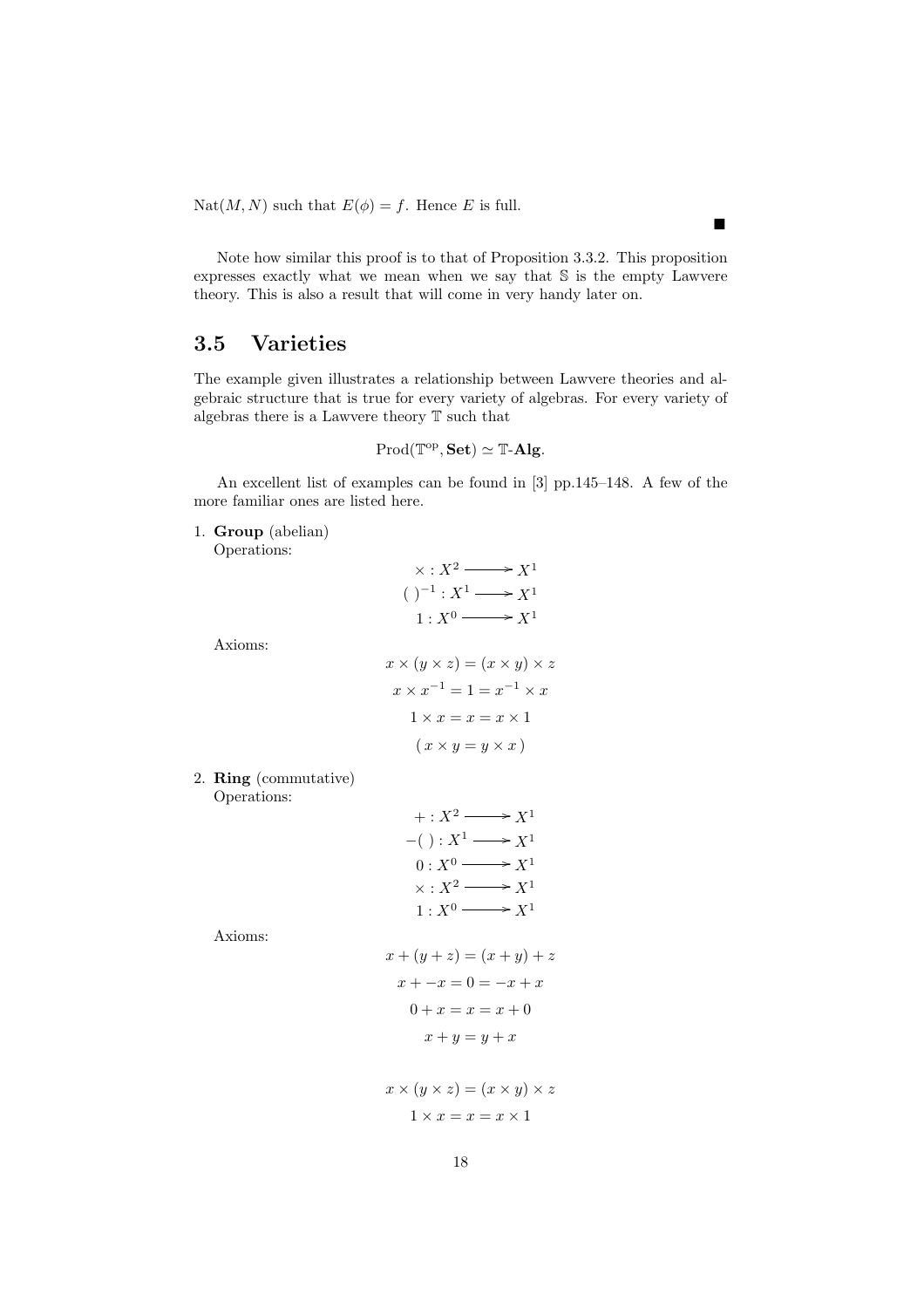$\mathrm{Nat}(M, N)$ such that $E(\phi) = f$. Hence $E$ is full.

■

Note how similar this proof is to that of Proposition 3.3.2. This proposition expresses exactly what we mean when we say that $\mathbb{S}$ is the empty Lawvere theory. This is also a result that will come in very handy later on.

## 3.5 Varieties

The example given illustrates a relationship between Lawvere theories and algebraic structure that is true for every variety of algebras. For every variety of algebras there is a Lawvere theory $\mathbb{T}$ such that

$$\mathrm{Prod}(\mathbb{T}^{\mathrm{op}}, \mathbf{Set}) \simeq \mathbb{T}\text{-}\mathbf{Alg}.$$

An excellent list of examples can be found in [3] pp.145–148. A few of the more familiar ones are listed here.

1. **Group** (abelian)
   Operations:

$$\times : X^2 \longrightarrow X^1$$
$$(\ )^{-1} : X^1 \longrightarrow X^1$$
$$1 : X^0 \longrightarrow X^1$$

   Axioms:

$$x \times (y \times z) = (x \times y) \times z$$
$$x \times x^{-1} = 1 = x^{-1} \times x$$
$$1 \times x = x = x \times 1$$
$$(\, x \times y = y \times x \,)$$

2. **Ring** (commutative)
   Operations:

$$+ : X^2 \longrightarrow X^1$$
$$-(\ ) : X^1 \longrightarrow X^1$$
$$0 : X^0 \longrightarrow X^1$$
$$\times : X^2 \longrightarrow X^1$$
$$1 : X^0 \longrightarrow X^1$$

   Axioms:

$$x + (y + z) = (x + y) + z$$
$$x + -x = 0 = -x + x$$
$$0 + x = x = x + 0$$
$$x + y = y + x$$

$$x \times (y \times z) = (x \times y) \times z$$
$$1 \times x = x = x \times 1$$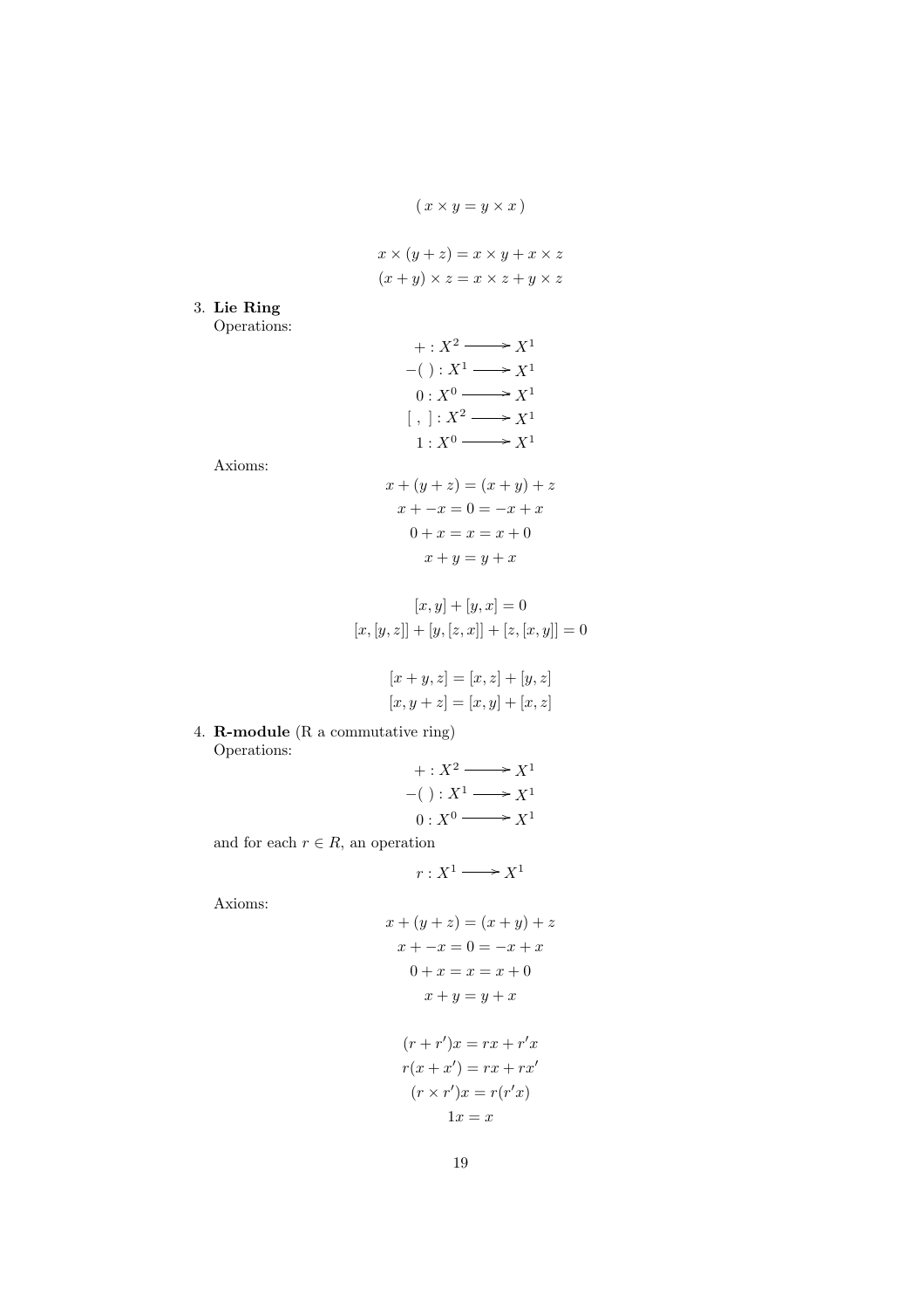$$( x \times y = y \times x )$$

$$x \times (y + z) = x \times y + x \times z$$
$$(x + y) \times z = x \times z + y \times z$$

3. **Lie Ring**
   Operations:

$$+ : X^2 \longrightarrow X^1$$
$$-(\ ) : X^1 \longrightarrow X^1$$
$$0 : X^0 \longrightarrow X^1$$
$$[\ ,\ ] : X^2 \longrightarrow X^1$$
$$1 : X^0 \longrightarrow X^1$$

   Axioms:

$$x + (y + z) = (x + y) + z$$
$$x + -x = 0 = -x + x$$
$$0 + x = x = x + 0$$
$$x + y = y + x$$

$$[x, y] + [y, x] = 0$$
$$[x, [y, z]] + [y, [z, x]] + [z, [x, y]] = 0$$

$$[x + y, z] = [x, z] + [y, z]$$
$$[x, y + z] = [x, y] + [x, z]$$

4. **R-module** (R a commutative ring)
   Operations:

$$+ : X^2 \longrightarrow X^1$$
$$-(\ ) : X^1 \longrightarrow X^1$$
$$0 : X^0 \longrightarrow X^1$$

   and for each $r \in R$, an operation

$$r : X^1 \longrightarrow X^1$$

   Axioms:

$$x + (y + z) = (x + y) + z$$
$$x + -x = 0 = -x + x$$
$$0 + x = x = x + 0$$
$$x + y = y + x$$

$$(r + r')x = rx + r'x$$
$$r(x + x') = rx + rx'$$
$$(r \times r')x = r(r'x)$$
$$1x = x$$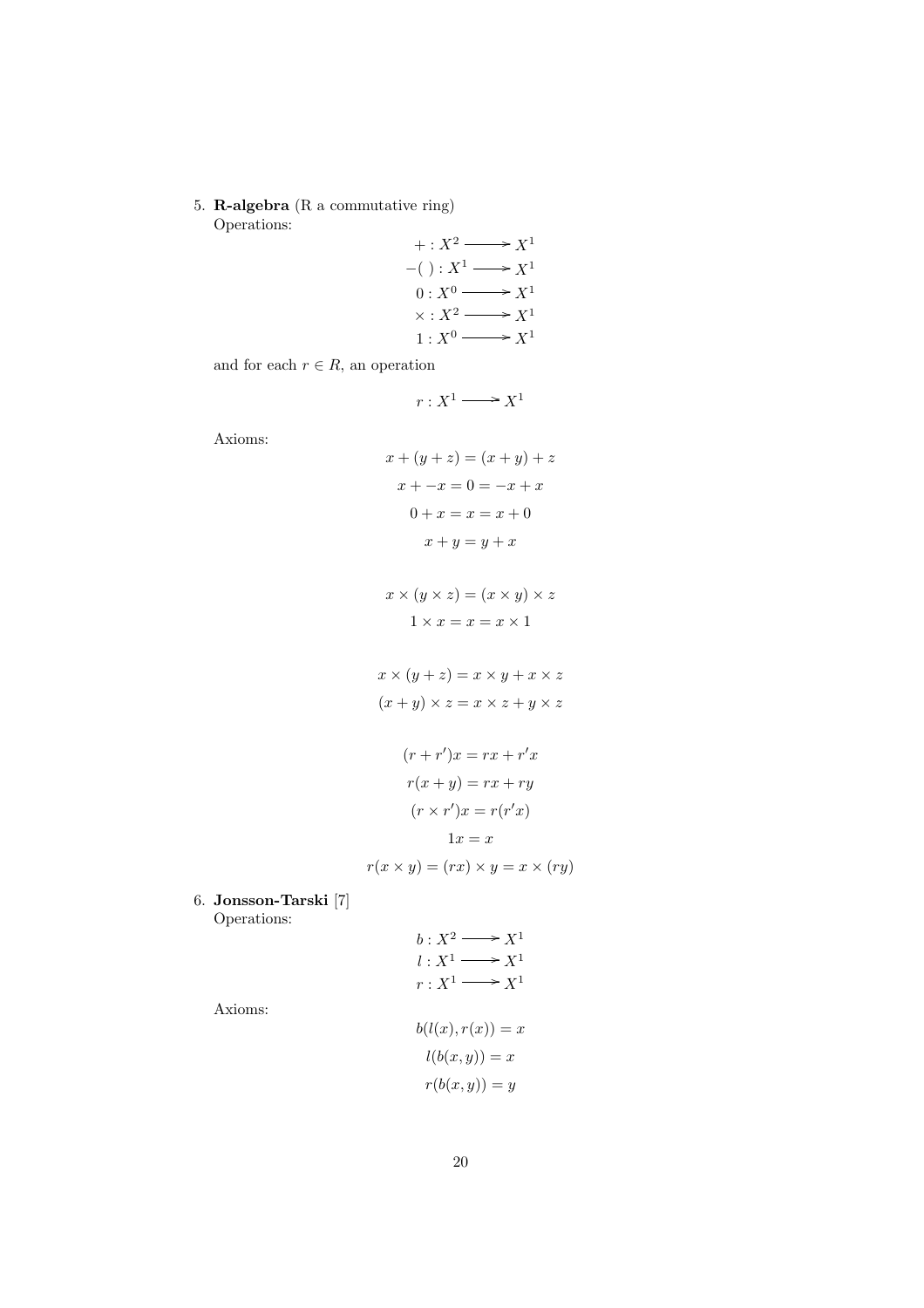5. **R-algebra** (R a commutative ring)
   Operations:

$$
\begin{aligned}
+ &: X^2 \longrightarrow X^1 \\
-(\ ) &: X^1 \longrightarrow X^1 \\
0 &: X^0 \longrightarrow X^1 \\
\times &: X^2 \longrightarrow X^1 \\
1 &: X^0 \longrightarrow X^1
\end{aligned}
$$

   and for each $r \in R$, an operation

$$r : X^1 \longrightarrow X^1$$

   Axioms:

$$x + (y + z) = (x + y) + z$$

$$x + -x = 0 = -x + x$$

$$0 + x = x = x + 0$$

$$x + y = y + x$$

$$x \times (y \times z) = (x \times y) \times z$$

$$1 \times x = x = x \times 1$$

$$x \times (y + z) = x \times y + x \times z$$

$$(x + y) \times z = x \times z + y \times z$$

$$(r + r')x = rx + r'x$$

$$r(x + y) = rx + ry$$

$$(r \times r')x = r(r'x)$$

$$1x = x$$

$$r(x \times y) = (rx) \times y = x \times (ry)$$

6. **Jonsson-Tarski** [7]
   Operations:

$$
\begin{aligned}
b &: X^2 \longrightarrow X^1 \\
l &: X^1 \longrightarrow X^1 \\
r &: X^1 \longrightarrow X^1
\end{aligned}
$$

   Axioms:

$$b(l(x), r(x)) = x$$

$$l(b(x, y)) = x$$

$$r(b(x, y)) = y$$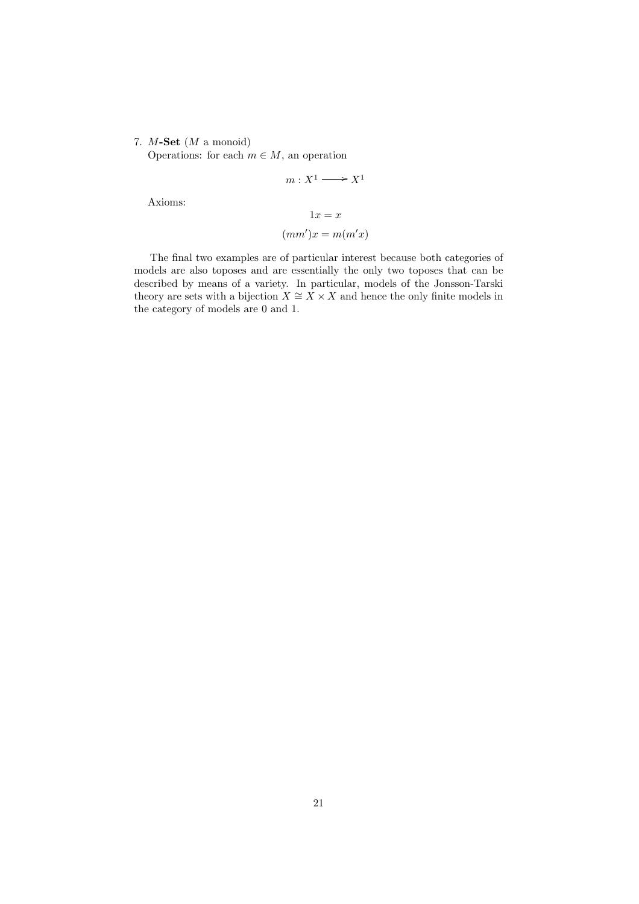7. $M$**-Set** ($M$ a monoid)
   Operations: for each $m \in M$, an operation

$$m : X^1 \longrightarrow X^1$$

   Axioms:

$$1x = x$$

$$(mm')x = m(m'x)$$

The final two examples are of particular interest because both categories of models are also toposes and are essentially the only two toposes that can be described by means of a variety. In particular, models of the Jonsson-Tarski theory are sets with a bijection $X \cong X \times X$ and hence the only finite models in the category of models are 0 and 1.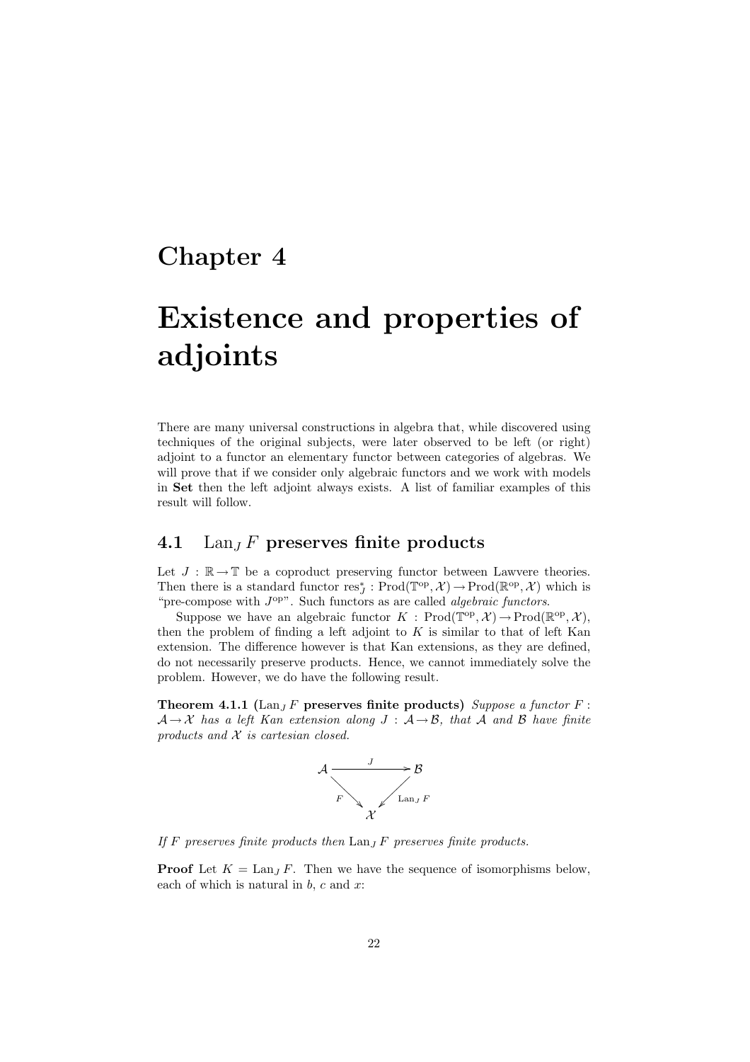# Chapter 4

# Existence and properties of adjoints

There are many universal constructions in algebra that, while discovered using techniques of the original subjects, were later observed to be left (or right) adjoint to a functor an elementary functor between categories of algebras. We will prove that if we consider only algebraic functors and we work with models in **Set** then the left adjoint always exists. A list of familiar examples of this result will follow.

## 4.1 $\mathrm{Lan}_J F$ preserves finite products

Let $J : \mathbb{R} \to \mathbb{T}$ be a coproduct preserving functor between Lawvere theories. Then there is a standard functor $\mathrm{res}_J^* : \mathrm{Prod}(\mathbb{T}^{\mathrm{op}}, \mathcal{X}) \to \mathrm{Prod}(\mathbb{R}^{\mathrm{op}}, \mathcal{X})$ which is "pre-compose with $J^{\mathrm{op}}$". Such functors as are called *algebraic functors*.

Suppose we have an algebraic functor $K : \mathrm{Prod}(\mathbb{T}^{\mathrm{op}}, \mathcal{X}) \to \mathrm{Prod}(\mathbb{R}^{\mathrm{op}}, \mathcal{X})$, then the problem of finding a left adjoint to $K$ is similar to that of left Kan extension. The difference however is that Kan extensions, as they are defined, do not necessarily preserve products. Hence, we cannot immediately solve the problem. However, we do have the following result.

**Theorem 4.1.1 ($\mathrm{Lan}_J F$ preserves finite products)** *Suppose a functor $F : \mathcal{A} \to \mathcal{X}$ has a left Kan extension along $J : \mathcal{A} \to \mathcal{B}$, that $\mathcal{A}$ and $\mathcal{B}$ have finite products and $\mathcal{X}$ is cartesian closed.*

$$
\begin{array}{ccc}
\mathcal{A} & \xrightarrow{\;J\;} & \mathcal{B} \\
& {}_{F}\searrow \quad \swarrow_{\mathrm{Lan}_J F} & \\
& \mathcal{X} &
\end{array}
$$

*If $F$ preserves finite products then $\mathrm{Lan}_J F$ preserves finite products.*

**Proof** Let $K = \mathrm{Lan}_J F$. Then we have the sequence of isomorphisms below, each of which is natural in $b$, $c$ and $x$: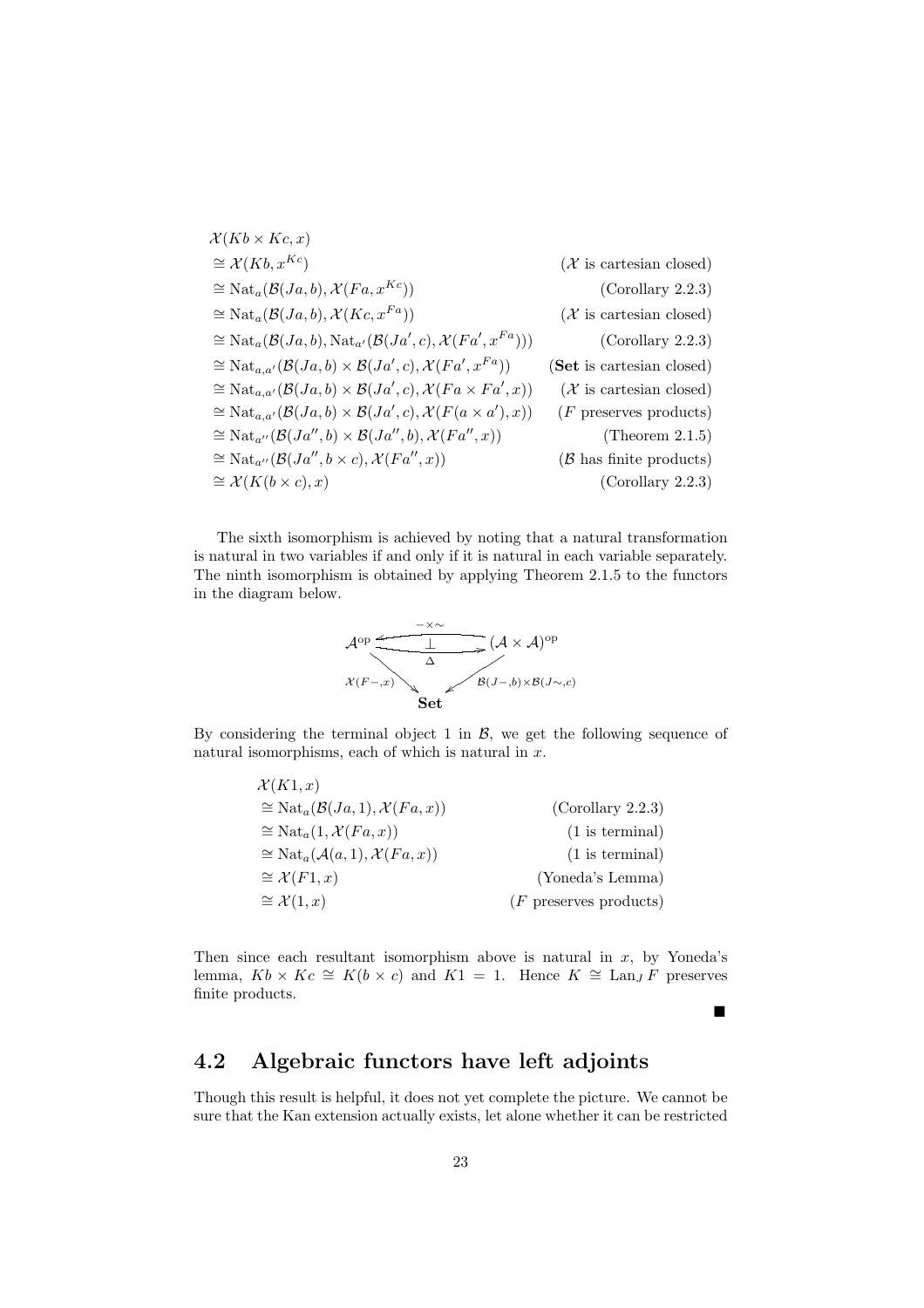$$
\begin{aligned}
&\mathcal{X}(Kb \times Kc, x) \\
&\cong \mathcal{X}(Kb, x^{Kc}) && (\mathcal{X} \text{ is cartesian closed}) \\
&\cong \mathrm{Nat}_a(\mathcal{B}(Ja, b), \mathcal{X}(Fa, x^{Kc})) && (\text{Corollary 2.2.3}) \\
&\cong \mathrm{Nat}_a(\mathcal{B}(Ja, b), \mathcal{X}(Kc, x^{Fa})) && (\mathcal{X} \text{ is cartesian closed}) \\
&\cong \mathrm{Nat}_a(\mathcal{B}(Ja, b), \mathrm{Nat}_{a'}(\mathcal{B}(Ja', c), \mathcal{X}(Fa', x^{Fa}))) && (\text{Corollary 2.2.3}) \\
&\cong \mathrm{Nat}_{a,a'}(\mathcal{B}(Ja, b) \times \mathcal{B}(Ja', c), \mathcal{X}(Fa', x^{Fa})) && (\mathbf{Set} \text{ is cartesian closed}) \\
&\cong \mathrm{Nat}_{a,a'}(\mathcal{B}(Ja, b) \times \mathcal{B}(Ja', c), \mathcal{X}(Fa \times Fa', x)) && (\mathcal{X} \text{ is cartesian closed}) \\
&\cong \mathrm{Nat}_{a,a'}(\mathcal{B}(Ja, b) \times \mathcal{B}(Ja', c), \mathcal{X}(F(a \times a'), x)) && (F \text{ preserves products}) \\
&\cong \mathrm{Nat}_{a''}(\mathcal{B}(Ja'', b) \times \mathcal{B}(Ja'', b), \mathcal{X}(Fa'', x)) && (\text{Theorem 2.1.5}) \\
&\cong \mathrm{Nat}_{a''}(\mathcal{B}(Ja'', b \times c), \mathcal{X}(Fa'', x)) && (\mathcal{B} \text{ has finite products}) \\
&\cong \mathcal{X}(K(b \times c), x) && (\text{Corollary 2.2.3})
\end{aligned}
$$

The sixth isomorphism is achieved by noting that a natural transformation is natural in two variables if and only if it is natural in each variable separately. The ninth isomorphism is obtained by applying Theorem 2.1.5 to the functors in the diagram below.

$$
\begin{array}{ccc}
\mathcal{A}^{\mathrm{op}} & \underset{\Delta}{\overset{-\times\sim}{\rightleftarrows}} \; (\perp) & (\mathcal{A} \times \mathcal{A})^{\mathrm{op}} \\
& {\scriptstyle \mathcal{X}(F-,x)} \searrow \quad \swarrow {\scriptstyle \mathcal{B}(J-,b)\times\mathcal{B}(J\sim,c)} & \\
& \mathbf{Set} &
\end{array}
$$

By considering the terminal object 1 in $\mathcal{B}$, we get the following sequence of natural isomorphisms, each of which is natural in $x$.

$$
\begin{aligned}
&\mathcal{X}(K1, x) \\
&\cong \mathrm{Nat}_a(\mathcal{B}(Ja, 1), \mathcal{X}(Fa, x)) && (\text{Corollary 2.2.3}) \\
&\cong \mathrm{Nat}_a(1, \mathcal{X}(Fa, x)) && (1 \text{ is terminal}) \\
&\cong \mathrm{Nat}_a(\mathcal{A}(a, 1), \mathcal{X}(Fa, x)) && (1 \text{ is terminal}) \\
&\cong \mathcal{X}(F1, x) && (\text{Yoneda's Lemma}) \\
&\cong \mathcal{X}(1, x) && (F \text{ preserves products})
\end{aligned}
$$

Then since each resultant isomorphism above is natural in $x$, by Yoneda's lemma, $Kb \times Kc \cong K(b \times c)$ and $K1 = 1$. Hence $K \cong \mathrm{Lan}_J F$ preserves finite products.

■

## 4.2 Algebraic functors have left adjoints

Though this result is helpful, it does not yet complete the picture. We cannot be sure that the Kan extension actually exists, let alone whether it can be restricted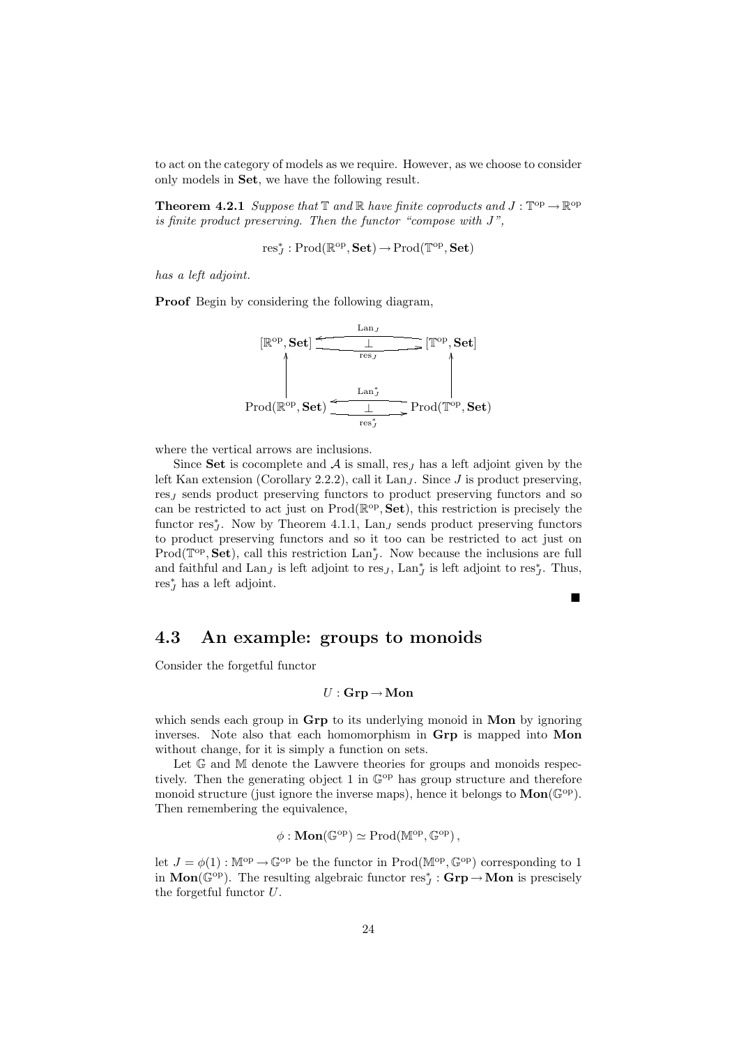to act on the category of models as we require. However, as we choose to consider only models in **Set**, we have the following result.

**Theorem 4.2.1** *Suppose that* $\mathbb{T}$ *and* $\mathbb{R}$ *have finite coproducts and* $J : \mathbb{T}^{\mathrm{op}} \to \mathbb{R}^{\mathrm{op}}$ *is finite product preserving. Then the functor "compose with* $J$*",*

$$\mathrm{res}_J^* : \mathrm{Prod}(\mathbb{R}^{\mathrm{op}}, \mathbf{Set}) \to \mathrm{Prod}(\mathbb{T}^{\mathrm{op}}, \mathbf{Set})$$

*has a left adjoint.*

**Proof** Begin by considering the following diagram,

$$\begin{array}{ccc}
[\mathbb{R}^{\mathrm{op}}, \mathbf{Set}] & \underset{\mathrm{res}_J}{\overset{\mathrm{Lan}_J}{\rightleftarrows}} \; (\bot) & [\mathbb{T}^{\mathrm{op}}, \mathbf{Set}] \\
\uparrow & & \uparrow \\
\mathrm{Prod}(\mathbb{R}^{\mathrm{op}}, \mathbf{Set}) & \underset{\mathrm{res}_J^*}{\overset{\mathrm{Lan}_J^*}{\rightleftarrows}} \; (\bot) & \mathrm{Prod}(\mathbb{T}^{\mathrm{op}}, \mathbf{Set})
\end{array}$$

where the vertical arrows are inclusions.

Since **Set** is cocomplete and $\mathcal{A}$ is small, $\mathrm{res}_J$ has a left adjoint given by the left Kan extension (Corollary 2.2.2), call it $\mathrm{Lan}_J$. Since $J$ is product preserving, $\mathrm{res}_J$ sends product preserving functors to product preserving functors and so can be restricted to act just on $\mathrm{Prod}(\mathbb{R}^{\mathrm{op}}, \mathbf{Set})$, this restriction is precisely the functor $\mathrm{res}_J^*$. Now by Theorem 4.1.1, $\mathrm{Lan}_J$ sends product preserving functors to product preserving functors and so it too can be restricted to act just on $\mathrm{Prod}(\mathbb{T}^{\mathrm{op}}, \mathbf{Set})$, call this restriction $\mathrm{Lan}_J^*$. Now because the inclusions are full and faithful and $\mathrm{Lan}_J$ is left adjoint to $\mathrm{res}_J$, $\mathrm{Lan}_J^*$ is left adjoint to $\mathrm{res}_J^*$. Thus, $\mathrm{res}_J^*$ has a left adjoint.

■

## 4.3 An example: groups to monoids

Consider the forgetful functor

$$U : \mathbf{Grp} \to \mathbf{Mon}$$

which sends each group in **Grp** to its underlying monoid in **Mon** by ignoring inverses. Note also that each homomorphism in **Grp** is mapped into **Mon** without change, for it is simply a function on sets.

Let $\mathbb{G}$ and $\mathbb{M}$ denote the Lawvere theories for groups and monoids respectively. Then the generating object 1 in $\mathbb{G}^{\mathrm{op}}$ has group structure and therefore monoid structure (just ignore the inverse maps), hence it belongs to $\mathbf{Mon}(\mathbb{G}^{\mathrm{op}})$. Then remembering the equivalence,

$$\phi : \mathbf{Mon}(\mathbb{G}^{\mathrm{op}}) \simeq \mathrm{Prod}(\mathbb{M}^{\mathrm{op}}, \mathbb{G}^{\mathrm{op}}),$$

let $J = \phi(1) : \mathbb{M}^{\mathrm{op}} \to \mathbb{G}^{\mathrm{op}}$ be the functor in $\mathrm{Prod}(\mathbb{M}^{\mathrm{op}}, \mathbb{G}^{\mathrm{op}})$ corresponding to 1 in $\mathbf{Mon}(\mathbb{G}^{\mathrm{op}})$. The resulting algebraic functor $\mathrm{res}_J^* : \mathbf{Grp} \to \mathbf{Mon}$ is prescisely the forgetful functor $U$.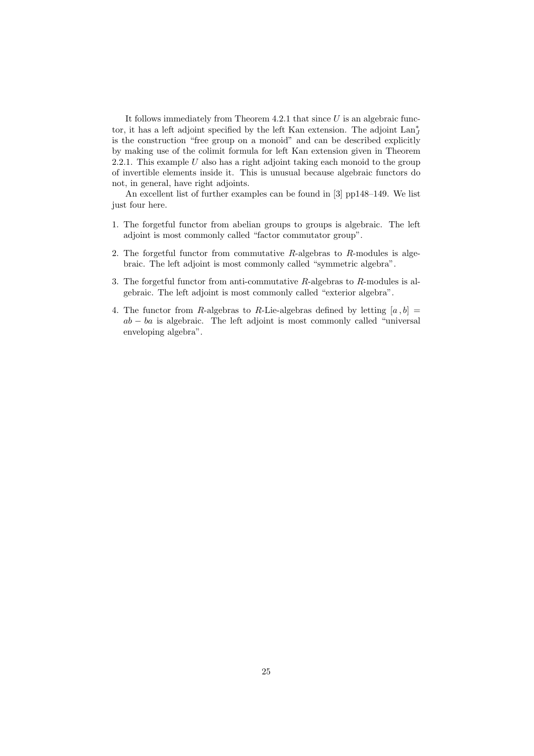It follows immediately from Theorem 4.2.1 that since $U$ is an algebraic functor, it has a left adjoint specified by the left Kan extension. The adjoint $\mathrm{Lan}_J^*$ is the construction "free group on a monoid" and can be described explicitly by making use of the colimit formula for left Kan extension given in Theorem 2.2.1. This example $U$ also has a right adjoint taking each monoid to the group of invertible elements inside it. This is unusual because algebraic functors do not, in general, have right adjoints.

An excellent list of further examples can be found in [3] pp148–149. We list just four here.

1. The forgetful functor from abelian groups to groups is algebraic. The left adjoint is most commonly called "factor commutator group".
2. The forgetful functor from commutative $R$-algebras to $R$-modules is algebraic. The left adjoint is most commonly called "symmetric algebra".
3. The forgetful functor from anti-commutative $R$-algebras to $R$-modules is algebraic. The left adjoint is most commonly called "exterior algebra".
4. The functor from $R$-algebras to $R$-Lie-algebras defined by letting $[a\,,b] = ab - ba$ is algebraic. The left adjoint is most commonly called "universal enveloping algebra".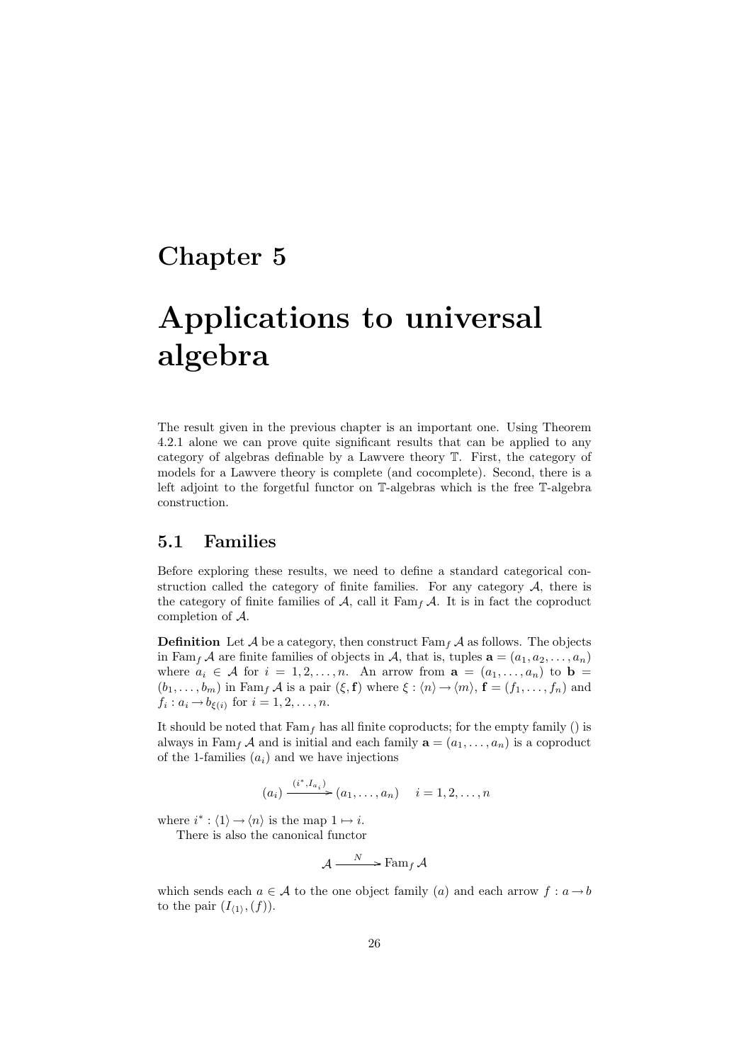# Chapter 5

# Applications to universal algebra

The result given in the previous chapter is an important one. Using Theorem 4.2.1 alone we can prove quite significant results that can be applied to any category of algebras definable by a Lawvere theory $\mathbb{T}$. First, the category of models for a Lawvere theory is complete (and cocomplete). Second, there is a left adjoint to the forgetful functor on $\mathbb{T}$-algebras which is the free $\mathbb{T}$-algebra construction.

## 5.1 Families

Before exploring these results, we need to define a standard categorical construction called the category of finite families. For any category $\mathcal{A}$, there is the category of finite families of $\mathcal{A}$, call it $\mathrm{Fam}_f\,\mathcal{A}$. It is in fact the coproduct completion of $\mathcal{A}$.

**Definition** Let $\mathcal{A}$ be a category, then construct $\mathrm{Fam}_f\,\mathcal{A}$ as follows. The objects in $\mathrm{Fam}_f\,\mathcal{A}$ are finite families of objects in $\mathcal{A}$, that is, tuples $\mathbf{a} = (a_1, a_2, \ldots, a_n)$ where $a_i \in \mathcal{A}$ for $i = 1, 2, \ldots, n$. An arrow from $\mathbf{a} = (a_1, \ldots, a_n)$ to $\mathbf{b} = (b_1, \ldots, b_m)$ in $\mathrm{Fam}_f\,\mathcal{A}$ is a pair $(\xi, \mathbf{f})$ where $\xi : \langle n \rangle \to \langle m \rangle$, $\mathbf{f} = (f_1, \ldots, f_n)$ and $f_i : a_i \to b_{\xi(i)}$ for $i = 1, 2, \ldots, n$.

It should be noted that $\mathrm{Fam}_f$ has all finite coproducts; for the empty family () is always in $\mathrm{Fam}_f\,\mathcal{A}$ and is initial and each family $\mathbf{a} = (a_1, \ldots, a_n)$ is a coproduct of the 1-families $(a_i)$ and we have injections

$$(a_i) \xrightarrow{(i^*, I_{a_i})} (a_1, \ldots, a_n) \quad i = 1, 2, \ldots, n$$

where $i^* : \langle 1 \rangle \to \langle n \rangle$ is the map $1 \mapsto i$.

There is also the canonical functor

$$\mathcal{A} \xrightarrow{\ N\ } \mathrm{Fam}_f\,\mathcal{A}$$

which sends each $a \in \mathcal{A}$ to the one object family $(a)$ and each arrow $f : a \to b$ to the pair $(I_{\langle 1 \rangle}, (f))$.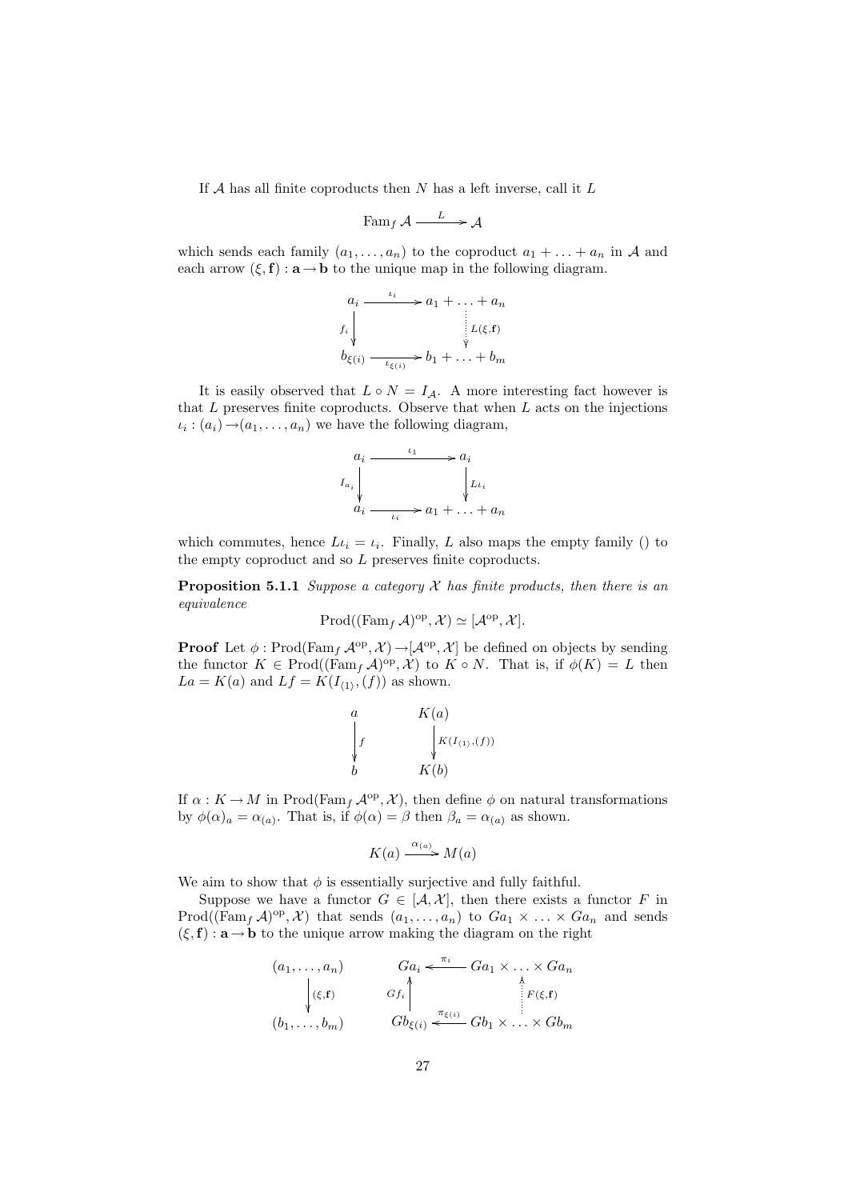If $\mathcal{A}$ has all finite coproducts then $N$ has a left inverse, call it $L$

$$\mathrm{Fam}_f\,\mathcal{A} \xrightarrow{\;L\;} \mathcal{A}$$

which sends each family $(a_1, \ldots, a_n)$ to the coproduct $a_1 + \ldots + a_n$ in $\mathcal{A}$ and each arrow $(\xi, \mathbf{f}) : \mathbf{a} \to \mathbf{b}$ to the unique map in the following diagram.

$$\begin{array}{ccc} a_i & \xrightarrow{\iota_i} & a_1 + \ldots + a_n \\ {\scriptstyle f_i}\downarrow & & \vdots\,{\scriptstyle L(\xi,\mathbf{f})} \\ b_{\xi(i)} & \xrightarrow[\iota_{\xi(i)}]{} & b_1 + \ldots + b_m \end{array}$$

It is easily observed that $L \circ N = I_{\mathcal{A}}$. A more interesting fact however is that $L$ preserves finite coproducts. Observe that when $L$ acts on the injections $\iota_i : (a_i) \to (a_1, \ldots, a_n)$ we have the following diagram,

$$\begin{array}{ccc} a_i & \xrightarrow{\iota_1} & a_i \\ {\scriptstyle I_{a_i}}\downarrow & & \downarrow{\scriptstyle L\iota_i} \\ a_i & \xrightarrow[\iota_i]{} & a_1 + \ldots + a_n \end{array}$$

which commutes, hence $L\iota_i = \iota_i$. Finally, $L$ also maps the empty family () to the empty coproduct and so $L$ preserves finite coproducts.

**Proposition 5.1.1** *Suppose a category $\mathcal{X}$ has finite products, then there is an equivalence*

$$\mathrm{Prod}((\mathrm{Fam}_f\,\mathcal{A})^{\mathrm{op}}, \mathcal{X}) \simeq [\mathcal{A}^{\mathrm{op}}, \mathcal{X}].$$

**Proof** Let $\phi : \mathrm{Prod}(\mathrm{Fam}_f\,\mathcal{A}^{\mathrm{op}}, \mathcal{X}) \to [\mathcal{A}^{\mathrm{op}}, \mathcal{X}]$ be defined on objects by sending the functor $K \in \mathrm{Prod}((\mathrm{Fam}_f\,\mathcal{A})^{\mathrm{op}}, \mathcal{X})$ to $K \circ N$. That is, if $\phi(K) = L$ then $La = K(a)$ and $Lf = K(I_{\langle 1 \rangle}, (f))$ as shown.

$$\begin{array}{ccc} a & \qquad & K(a) \\ \downarrow{\scriptstyle f} & & \downarrow{\scriptstyle K(I_{\langle 1\rangle},(f))} \\ b & & K(b) \end{array}$$

If $\alpha : K \to M$ in $\mathrm{Prod}(\mathrm{Fam}_f\,\mathcal{A}^{\mathrm{op}}, \mathcal{X})$, then define $\phi$ on natural transformations by $\phi(\alpha)_a = \alpha_{(a)}$. That is, if $\phi(\alpha) = \beta$ then $\beta_a = \alpha_{(a)}$ as shown.

$$K(a) \xrightarrow{\alpha_{(a)}} M(a)$$

We aim to show that $\phi$ is essentially surjective and fully faithful.

Suppose we have a functor $G \in [\mathcal{A}, \mathcal{X}]$, then there exists a functor $F$ in $\mathrm{Prod}((\mathrm{Fam}_f\,\mathcal{A})^{\mathrm{op}}, \mathcal{X})$ that sends $(a_1, \ldots, a_n)$ to $Ga_1 \times \ldots \times Ga_n$ and sends $(\xi, \mathbf{f}) : \mathbf{a} \to \mathbf{b}$ to the unique arrow making the diagram on the right

$$\begin{array}{ccccc} (a_1, \ldots, a_n) & \qquad & Ga_i & \xleftarrow{\pi_i} & Ga_1 \times \ldots \times Ga_n \\ \downarrow{\scriptstyle (\xi,\mathbf{f})} & & {\scriptstyle Gf_i}\uparrow & & \vdots\,{\scriptstyle F(\xi,\mathbf{f})} \\ (b_1, \ldots, b_m) & & Gb_{\xi(i)} & \xleftarrow[\pi_{\xi(i)}]{} & Gb_1 \times \ldots \times Gb_m \end{array}$$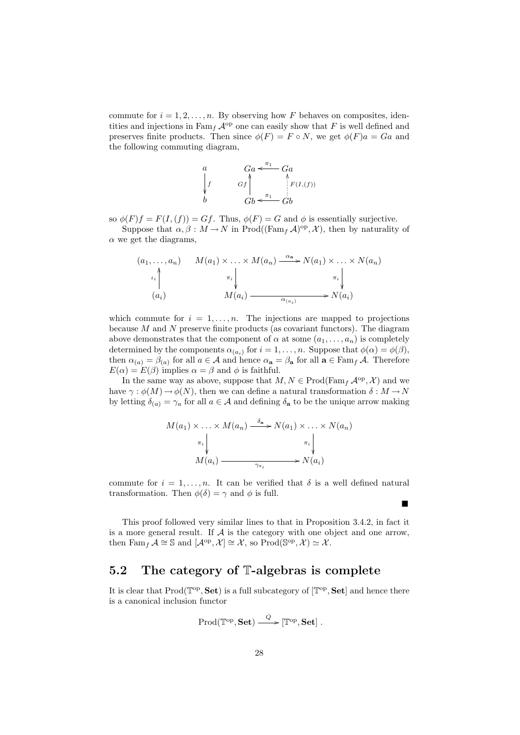commute for $i = 1, 2, \ldots, n$. By observing how $F$ behaves on composites, identities and injections in $\mathrm{Fam}_f\, \mathcal{A}^{\mathrm{op}}$ one can easily show that $F$ is well defined and preserves finite products. Then since $\phi(F) = F \circ N$, we get $\phi(F)a = Ga$ and the following commuting diagram,

$$\begin{array}{ccc} a & & Ga \xleftarrow{\ \pi_1\ } Ga \\ \Big\downarrow f & & Gf \Big\uparrow \qquad \Big\uparrow F(I,(f)) \\ b & & Gb \xleftarrow{\ \pi_1\ } Gb \end{array}$$

so $\phi(F)f = F(I,(f)) = Gf$. Thus, $\phi(F) = G$ and $\phi$ is essentially surjective.

Suppose that $\alpha, \beta : M \to N$ in $\mathrm{Prod}((\mathrm{Fam}_f\, \mathcal{A})^{\mathrm{op}}, \mathcal{X})$, then by naturality of $\alpha$ we get the diagrams,

$$\begin{array}{ccc} (a_1, \ldots, a_n) & & M(a_1) \times \ldots \times M(a_n) \xrightarrow{\ \alpha_{\mathbf{a}}\ } N(a_1) \times \ldots \times N(a_n) \\ \iota_i \Big\uparrow & & \pi_i \Big\downarrow \qquad\qquad\qquad \Big\downarrow \pi_i \\ (a_i) & & M(a_i) \xrightarrow{\ \alpha_{(a_i)}\ } N(a_i) \end{array}$$

which commute for $i = 1, \ldots, n$. The injections are mapped to projections because $M$ and $N$ preserve finite products (as covariant functors). The diagram above demonstrates that the component of $\alpha$ at some $(a_1, \ldots, a_n)$ is completely determined by the components $\alpha_{(a_i)}$ for $i = 1, \ldots, n$. Suppose that $\phi(\alpha) = \phi(\beta)$, then $\alpha_{(a)} = \beta_{(a)}$ for all $a \in \mathcal{A}$ and hence $\alpha_{\mathbf{a}} = \beta_{\mathbf{a}}$ for all $\mathbf{a} \in \mathrm{Fam}_f\, \mathcal{A}$. Therefore $E(\alpha) = E(\beta)$ implies $\alpha = \beta$ and $\phi$ is faithful.

In the same way as above, suppose that $M, N \in \mathrm{Prod}(\mathrm{Fam}_f\, \mathcal{A}^{\mathrm{op}}, \mathcal{X})$ and we have $\gamma : \phi(M) \to \phi(N)$, then we can define a natural transformation $\delta : M \to N$ by letting $\delta_{(a)} = \gamma_a$ for all $a \in \mathcal{A}$ and defining $\delta_{\mathbf{a}}$ to be the unique arrow making

$$\begin{array}{ccc} M(a_1) \times \ldots \times M(a_n) & \xrightarrow{\ \delta_{\mathbf{a}}\ } & N(a_1) \times \ldots \times N(a_n) \\ \pi_i \Big\downarrow & & \Big\downarrow \pi_i \\ M(a_i) & \xrightarrow{\ \gamma_{a_i}\ } & N(a_i) \end{array}$$

commute for $i = 1, \ldots, n$. It can be verified that $\delta$ is a well defined natural transformation. Then $\phi(\delta) = \gamma$ and $\phi$ is full.

∎

This proof followed very similar lines to that in Proposition 3.4.2, in fact it is a more general result. If $\mathcal{A}$ is the category with one object and one arrow, then $\mathrm{Fam}_f\, \mathcal{A} \cong \mathbb{S}$ and $[\mathcal{A}^{\mathrm{op}}, \mathcal{X}] \cong \mathcal{X}$, so $\mathrm{Prod}(\mathbb{S}^{\mathrm{op}}, \mathcal{X}) \simeq \mathcal{X}$.

## 5.2 The category of $\mathbb{T}$-algebras is complete

It is clear that $\mathrm{Prod}(\mathbb{T}^{\mathrm{op}}, \mathbf{Set})$ is a full subcategory of $[\mathbb{T}^{\mathrm{op}}, \mathbf{Set}]$ and hence there is a canonical inclusion functor

$$\mathrm{Prod}(\mathbb{T}^{\mathrm{op}}, \mathbf{Set}) \xrightarrow{\ Q\ } [\mathbb{T}^{\mathrm{op}}, \mathbf{Set}]\ .$$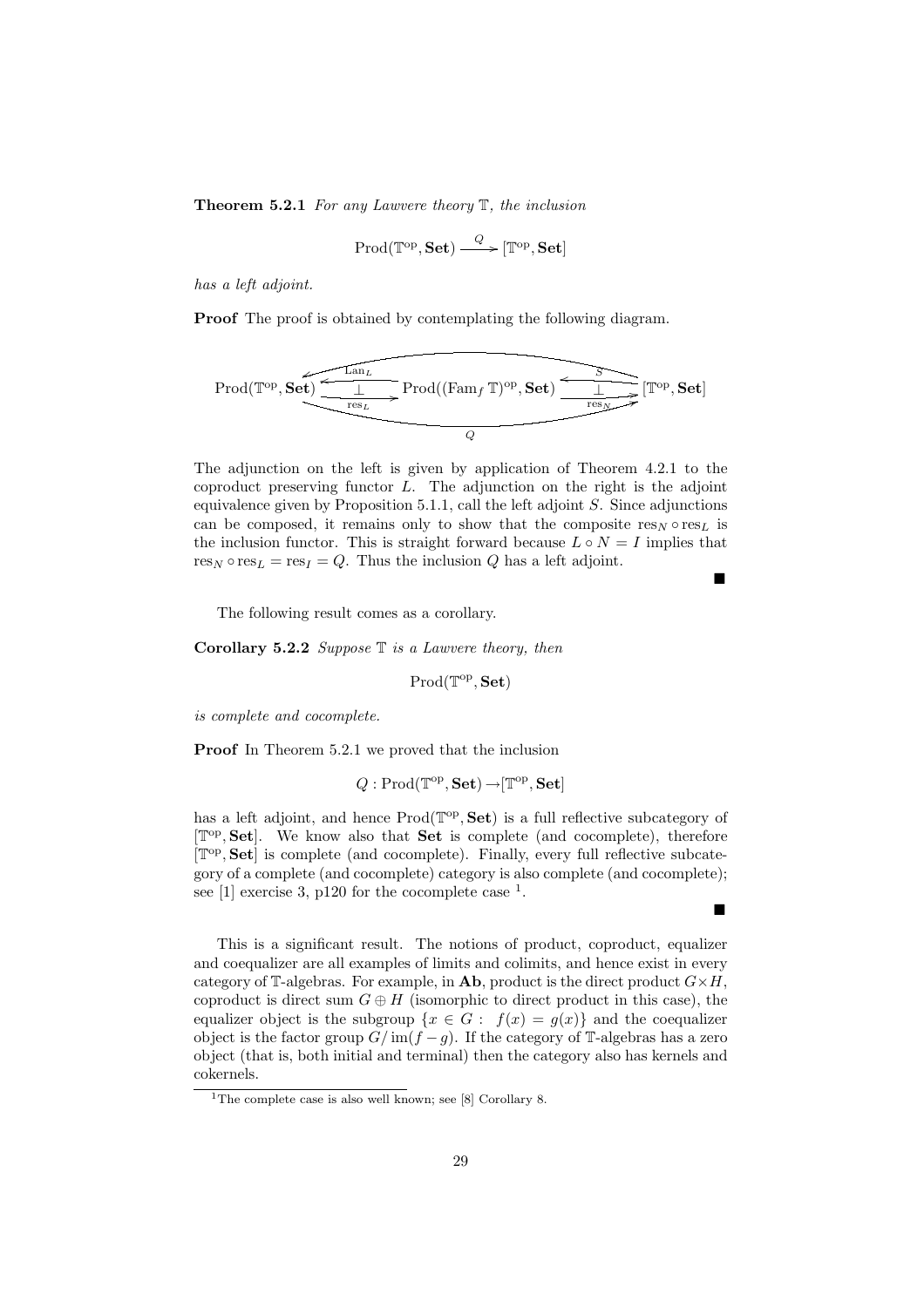**Theorem 5.2.1** *For any Lawvere theory $\mathbb{T}$, the inclusion*

$$\mathrm{Prod}(\mathbb{T}^{\mathrm{op}}, \mathbf{Set}) \xrightarrow{Q} [\mathbb{T}^{\mathrm{op}}, \mathbf{Set}]$$

*has a left adjoint.*

**Proof** The proof is obtained by contemplating the following diagram.

$$\mathrm{Prod}(\mathbb{T}^{\mathrm{op}}, \mathbf{Set}) \underset{\mathrm{res}_L}{\overset{\mathrm{Lan}_L}{\rightleftarrows}} \mathrm{Prod}((\mathrm{Fam}_f\, \mathbb{T})^{\mathrm{op}}, \mathbf{Set}) \underset{\mathrm{res}_N}{\overset{S}{\rightleftarrows}} [\mathbb{T}^{\mathrm{op}}, \mathbf{Set}]$$

(with both adjunctions marked $\perp$, and the composite along the bottom labelled $Q$)

The adjunction on the left is given by application of Theorem 4.2.1 to the coproduct preserving functor $L$. The adjunction on the right is the adjoint equivalence given by Proposition 5.1.1, call the left adjoint $S$. Since adjunctions can be composed, it remains only to show that the composite $\mathrm{res}_N \circ \mathrm{res}_L$ is the inclusion functor. This is straight forward because $L \circ N = I$ implies that $\mathrm{res}_N \circ \mathrm{res}_L = \mathrm{res}_I = Q$. Thus the inclusion $Q$ has a left adjoint.

■

The following result comes as a corollary.

**Corollary 5.2.2** *Suppose $\mathbb{T}$ is a Lawvere theory, then*

$$\mathrm{Prod}(\mathbb{T}^{\mathrm{op}}, \mathbf{Set})$$

*is complete and cocomplete.*

**Proof** In Theorem 5.2.1 we proved that the inclusion

$$Q : \mathrm{Prod}(\mathbb{T}^{\mathrm{op}}, \mathbf{Set}) \rightarrow [\mathbb{T}^{\mathrm{op}}, \mathbf{Set}]$$

has a left adjoint, and hence $\mathrm{Prod}(\mathbb{T}^{\mathrm{op}}, \mathbf{Set})$ is a full reflective subcategory of $[\mathbb{T}^{\mathrm{op}}, \mathbf{Set}]$. We know also that $\mathbf{Set}$ is complete (and cocomplete), therefore $[\mathbb{T}^{\mathrm{op}}, \mathbf{Set}]$ is complete (and cocomplete). Finally, every full reflective subcategory of a complete (and cocomplete) category is also complete (and cocomplete); see [1] exercise 3, p120 for the cocomplete case [1].

■

This is a significant result. The notions of product, coproduct, equalizer and coequalizer are all examples of limits and colimits, and hence exist in every category of $\mathbb{T}$-algebras. For example, in $\mathbf{Ab}$, product is the direct product $G \times H$, coproduct is direct sum $G \oplus H$ (isomorphic to direct product in this case), the equalizer object is the subgroup $\{x \in G : \ f(x) = g(x)\}$ and the coequalizer object is the factor group $G/\operatorname{im}(f - g)$. If the category of $\mathbb{T}$-algebras has a zero object (that is, both initial and terminal) then the category also has kernels and cokernels.

[1] The complete case is also well known; see [8] Corollary 8.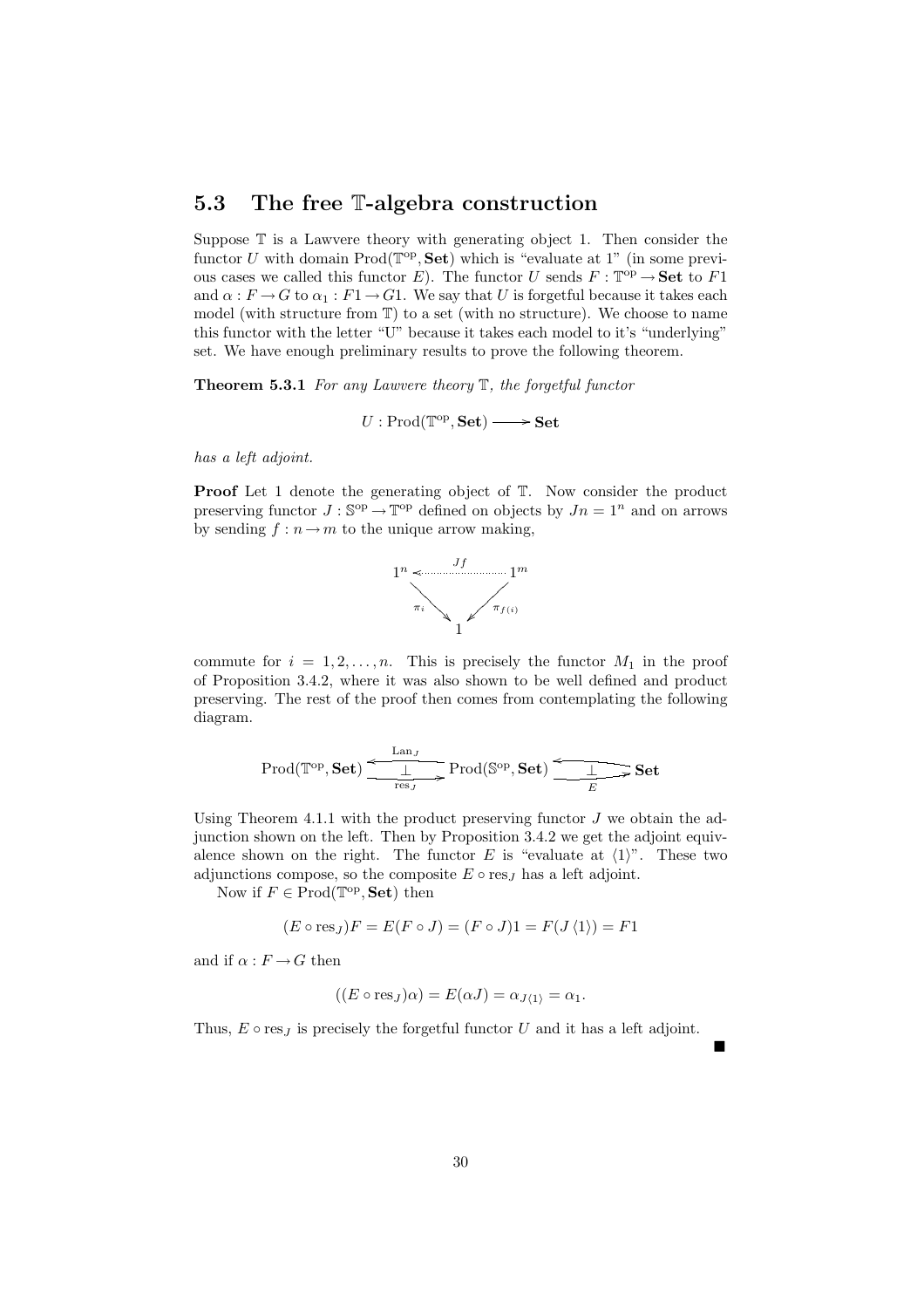## 5.3 The free $\mathbb{T}$-algebra construction

Suppose $\mathbb{T}$ is a Lawvere theory with generating object 1. Then consider the functor $U$ with domain $\mathrm{Prod}(\mathbb{T}^{\mathrm{op}}, \mathbf{Set})$ which is "evaluate at 1" (in some previous cases we called this functor $E$). The functor $U$ sends $F : \mathbb{T}^{\mathrm{op}} \to \mathbf{Set}$ to $F1$ and $\alpha : F \to G$ to $\alpha_1 : F1 \to G1$. We say that $U$ is forgetful because it takes each model (with structure from $\mathbb{T}$) to a set (with no structure). We choose to name this functor with the letter "U" because it takes each model to it's "underlying" set. We have enough preliminary results to prove the following theorem.

**Theorem 5.3.1** *For any Lawvere theory $\mathbb{T}$, the forgetful functor*

$$U : \mathrm{Prod}(\mathbb{T}^{\mathrm{op}}, \mathbf{Set}) \longrightarrow \mathbf{Set}$$

*has a left adjoint.*

**Proof** Let 1 denote the generating object of $\mathbb{T}$. Now consider the product preserving functor $J : \mathbb{S}^{\mathrm{op}} \to \mathbb{T}^{\mathrm{op}}$ defined on objects by $Jn = 1^n$ and on arrows by sending $f : n \to m$ to the unique arrow making,

$$\begin{array}{ccc} 1^n & \xleftarrow{\;Jf\;} & 1^m \\ & {\scriptstyle \pi_i}\searrow \quad \swarrow{\scriptstyle \pi_{f(i)}} & \\ & 1 & \end{array}$$

commute for $i = 1, 2, \ldots, n$. This is precisely the functor $M_1$ in the proof of Proposition 3.4.2, where it was also shown to be well defined and product preserving. The rest of the proof then comes from contemplating the following diagram.

$$\mathrm{Prod}(\mathbb{T}^{\mathrm{op}}, \mathbf{Set}) \underset{\mathrm{res}_J}{\overset{\mathrm{Lan}_J}{\underset{\longrightarrow}{\overset{\longleftarrow}{\perp}}}} \mathrm{Prod}(\mathbb{S}^{\mathrm{op}}, \mathbf{Set}) \underset{E}{\underset{\longrightarrow}{\overset{\longleftarrow}{\perp}}} \mathbf{Set}$$

Using Theorem 4.1.1 with the product preserving functor $J$ we obtain the adjunction shown on the left. Then by Proposition 3.4.2 we get the adjoint equivalence shown on the right. The functor $E$ is "evaluate at $\langle 1 \rangle$". These two adjunctions compose, so the composite $E \circ \mathrm{res}_J$ has a left adjoint.

Now if $F \in \mathrm{Prod}(\mathbb{T}^{\mathrm{op}}, \mathbf{Set})$ then

$$(E \circ \mathrm{res}_J)F = E(F \circ J) = (F \circ J)1 = F(J\langle 1 \rangle) = F1$$

and if $\alpha : F \to G$ then

$$((E \circ \mathrm{res}_J)\alpha) = E(\alpha J) = \alpha_{J\langle 1 \rangle} = \alpha_1.$$

Thus, $E \circ \mathrm{res}_J$ is precisely the forgetful functor $U$ and it has a left adjoint.

■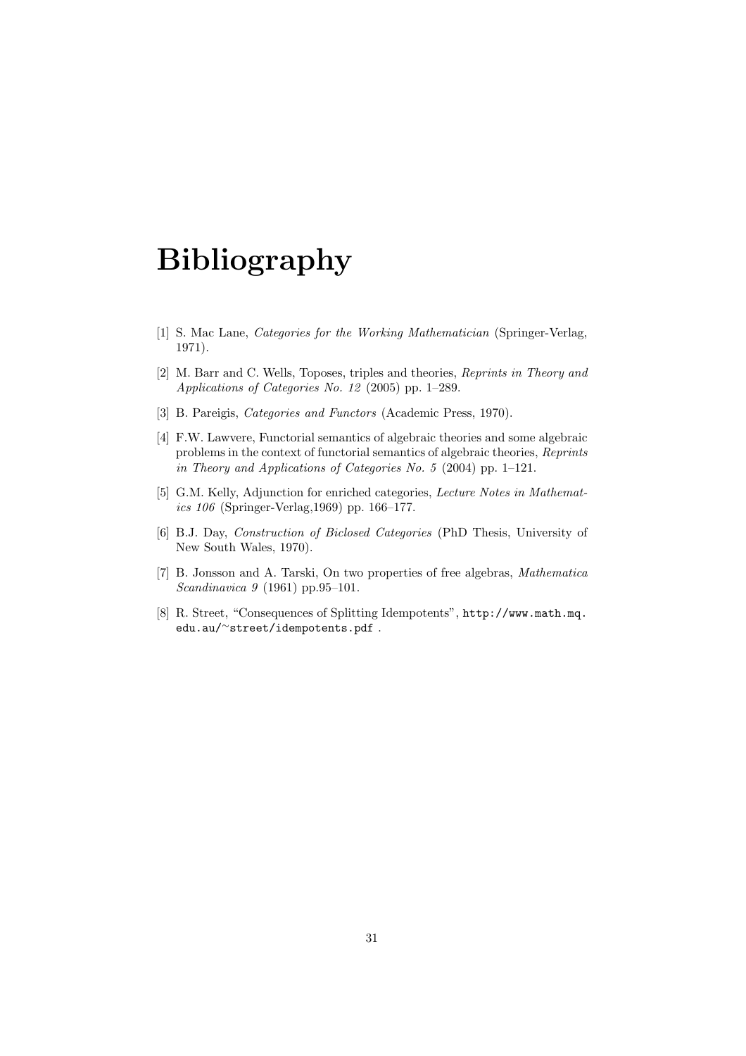# Bibliography

[1] S. Mac Lane, *Categories for the Working Mathematician* (Springer-Verlag, 1971).

[2] M. Barr and C. Wells, Toposes, triples and theories, *Reprints in Theory and Applications of Categories No. 12* (2005) pp. 1–289.

[3] B. Pareigis, *Categories and Functors* (Academic Press, 1970).

[4] F.W. Lawvere, Functorial semantics of algebraic theories and some algebraic problems in the context of functorial semantics of algebraic theories, *Reprints in Theory and Applications of Categories No. 5* (2004) pp. 1–121.

[5] G.M. Kelly, Adjunction for enriched categories, *Lecture Notes in Mathematics 106* (Springer-Verlag,1969) pp. 166–177.

[6] B.J. Day, *Construction of Biclosed Categories* (PhD Thesis, University of New South Wales, 1970).

[7] B. Jonsson and A. Tarski, On two properties of free algebras, *Mathematica Scandinavica 9* (1961) pp.95–101.

[8] R. Street, "Consequences of Splitting Idempotents", `http://www.math.mq.edu.au/~street/idempotents.pdf` .